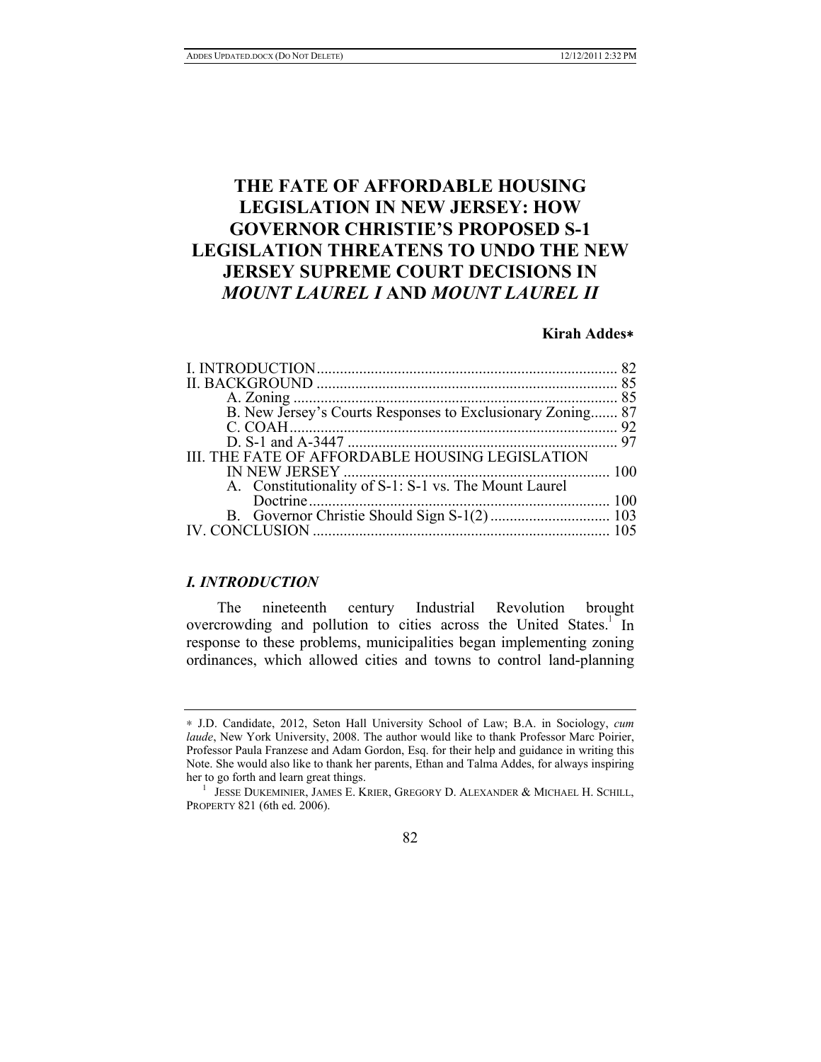# THE FATE OF AFFORDABLE HOUSING LEGISLATION IN NEW JERSEY: HOW GOVERNOR CHRISTIE'S PROPOSED S-1 LEGISLATION THREATENS TO UNDO THE NEW JERSEY SUPREME COURT DECISIONS IN *MOUNT LAUREL I* AND *MOUNT LAUREL II*

**Kirah Addes∗**

I. INTRODUCTION .............................................................................. 82
II. BACKGROUND .............................................................................. 85
  A. Zoning .................................................................................... 85
  B. New Jersey's Courts Responses to Exclusionary Zoning....... 87
  C. COAH ..................................................................................... 92
  D. S-1 and A-3447 ...................................................................... 97
III. THE FATE OF AFFORDABLE HOUSING LEGISLATION IN NEW JERSEY ...................................................................... 100
  A. Constitutionality of S-1: S-1 vs. The Mount Laurel Doctrine ............................................................................... 100
  B. Governor Christie Should Sign S-1(2) ............................... 103
IV. CONCLUSION ............................................................................ 105

## *I. INTRODUCTION*

The nineteenth century Industrial Revolution brought overcrowding and pollution to cities across the United States.[1] In response to these problems, municipalities began implementing zoning ordinances, which allowed cities and towns to control land-planning

---

∗ J.D. Candidate, 2012, Seton Hall University School of Law; B.A. in Sociology, *cum laude*, New York University, 2008. The author would like to thank Professor Marc Poirier, Professor Paula Franzese and Adam Gordon, Esq. for their help and guidance in writing this Note. She would also like to thank her parents, Ethan and Talma Addes, for always inspiring her to go forth and learn great things.

[1] JESSE DUKEMINIER, JAMES E. KRIER, GREGORY D. ALEXANDER & MICHAEL H. SCHILL, PROPERTY 821 (6th ed. 2006).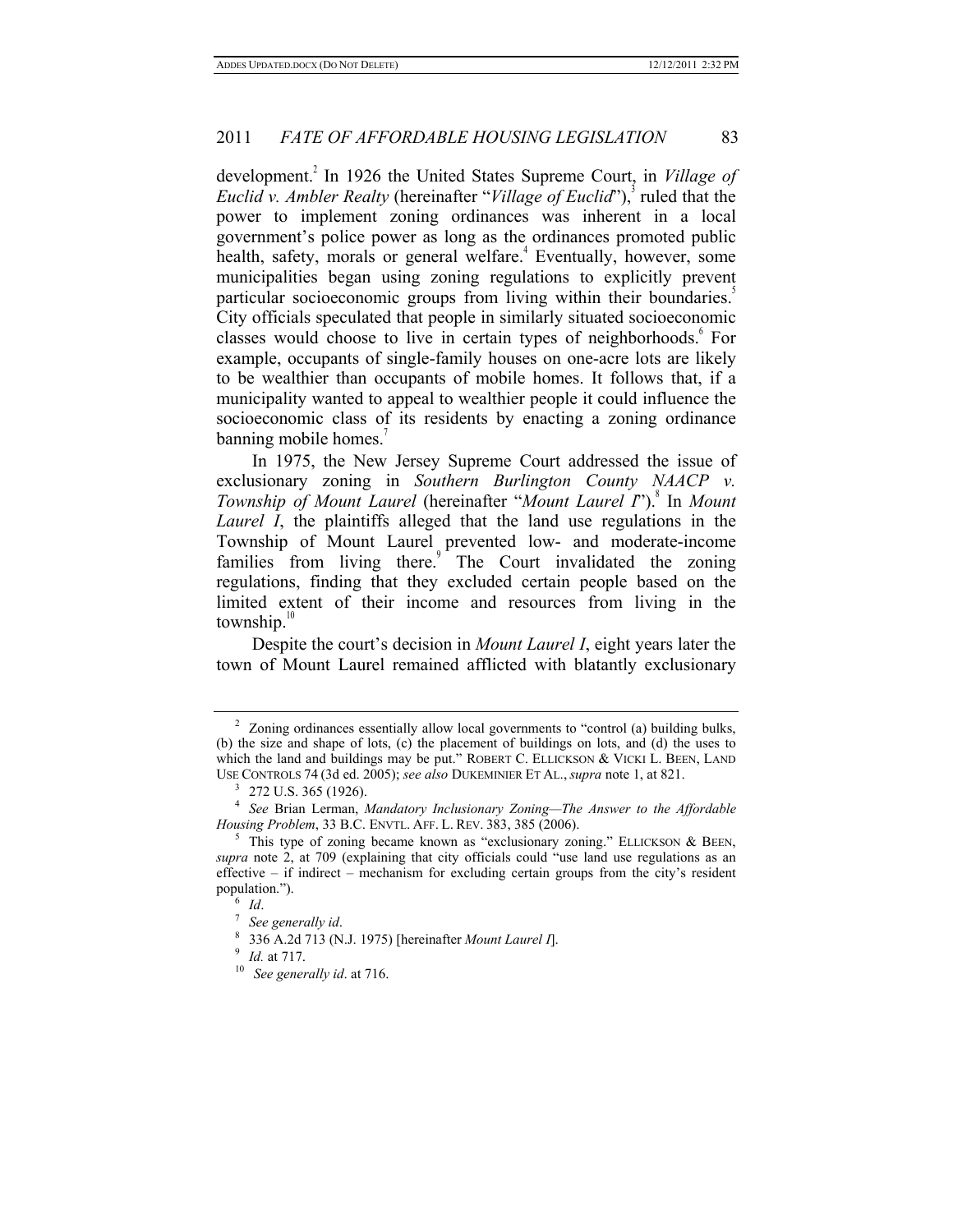development.[2] In 1926 the United States Supreme Court, in *Village of Euclid v. Ambler Realty* (hereinafter "*Village of Euclid*"),[3] ruled that the power to implement zoning ordinances was inherent in a local government's police power as long as the ordinances promoted public health, safety, morals or general welfare.[4] Eventually, however, some municipalities began using zoning regulations to explicitly prevent particular socioeconomic groups from living within their boundaries.[5] City officials speculated that people in similarly situated socioeconomic classes would choose to live in certain types of neighborhoods.[6] For example, occupants of single-family houses on one-acre lots are likely to be wealthier than occupants of mobile homes. It follows that, if a municipality wanted to appeal to wealthier people it could influence the socioeconomic class of its residents by enacting a zoning ordinance banning mobile homes.[7]

In 1975, the New Jersey Supreme Court addressed the issue of exclusionary zoning in *Southern Burlington County NAACP v. Township of Mount Laurel* (hereinafter "*Mount Laurel I*").[8] In *Mount Laurel I*, the plaintiffs alleged that the land use regulations in the Township of Mount Laurel prevented low- and moderate-income families from living there.[9] The Court invalidated the zoning regulations, finding that they excluded certain people based on the limited extent of their income and resources from living in the township.[10]

Despite the court's decision in *Mount Laurel I*, eight years later the town of Mount Laurel remained afflicted with blatantly exclusionary

---

[2] Zoning ordinances essentially allow local governments to "control (a) building bulks, (b) the size and shape of lots, (c) the placement of buildings on lots, and (d) the uses to which the land and buildings may be put." ROBERT C. ELLICKSON & VICKI L. BEEN, LAND USE CONTROLS 74 (3d ed. 2005); *see also* DUKEMINIER ET AL., *supra* note 1, at 821.

[3] 272 U.S. 365 (1926).

[4] *See* Brian Lerman, *Mandatory Inclusionary Zoning—The Answer to the Affordable Housing Problem*, 33 B.C. ENVTL. AFF. L. REV. 383, 385 (2006).

[5] This type of zoning became known as "exclusionary zoning." ELLICKSON & BEEN, *supra* note 2, at 709 (explaining that city officials could "use land use regulations as an effective – if indirect – mechanism for excluding certain groups from the city's resident population.").

[6] *Id*.

[7] *See generally id*.

[8] 336 A.2d 713 (N.J. 1975) [hereinafter *Mount Laurel I*].

[9] *Id.* at 717.

[10] *See generally id*. at 716.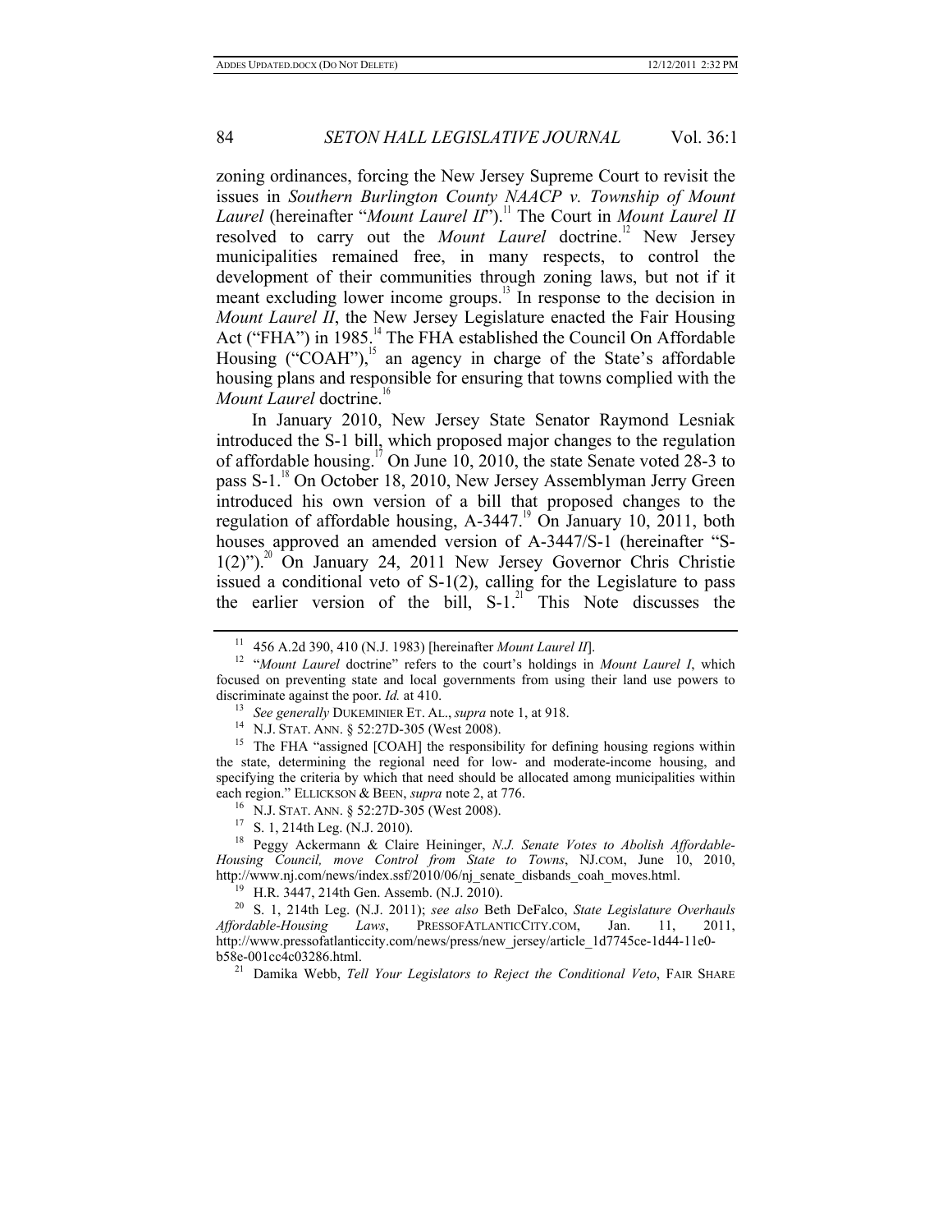zoning ordinances, forcing the New Jersey Supreme Court to revisit the issues in *Southern Burlington County NAACP v. Township of Mount Laurel* (hereinafter "*Mount Laurel II*").[11] The Court in *Mount Laurel II* resolved to carry out the *Mount Laurel* doctrine.[12] New Jersey municipalities remained free, in many respects, to control the development of their communities through zoning laws, but not if it meant excluding lower income groups.[13] In response to the decision in *Mount Laurel II*, the New Jersey Legislature enacted the Fair Housing Act ("FHA") in 1985.[14] The FHA established the Council On Affordable Housing ("COAH"),[15] an agency in charge of the State's affordable housing plans and responsible for ensuring that towns complied with the *Mount Laurel* doctrine.[16]

In January 2010, New Jersey State Senator Raymond Lesniak introduced the S-1 bill, which proposed major changes to the regulation of affordable housing.[17] On June 10, 2010, the state Senate voted 28-3 to pass S-1.[18] On October 18, 2010, New Jersey Assemblyman Jerry Green introduced his own version of a bill that proposed changes to the regulation of affordable housing, A-3447.[19] On January 10, 2011, both houses approved an amended version of A-3447/S-1 (hereinafter "S-1(2)").[20] On January 24, 2011 New Jersey Governor Chris Christie issued a conditional veto of S-1(2), calling for the Legislature to pass the earlier version of the bill, S-1.[21] This Note discusses the

---

[11] 456 A.2d 390, 410 (N.J. 1983) [hereinafter *Mount Laurel II*].

[12] "*Mount Laurel* doctrine" refers to the court's holdings in *Mount Laurel I*, which focused on preventing state and local governments from using their land use powers to discriminate against the poor. *Id.* at 410.

[13] *See generally* DUKEMINIER ET. AL., *supra* note 1, at 918.

[14] N.J. STAT. ANN. § 52:27D-305 (West 2008).

[15] The FHA "assigned [COAH] the responsibility for defining housing regions within the state, determining the regional need for low- and moderate-income housing, and specifying the criteria by which that need should be allocated among municipalities within each region." ELLICKSON & BEEN, *supra* note 2, at 776.

[16] N.J. STAT. ANN. § 52:27D-305 (West 2008).

[17] S. 1, 214th Leg. (N.J. 2010).

[18] Peggy Ackermann & Claire Heininger, *N.J. Senate Votes to Abolish Affordable-Housing Council, move Control from State to Towns*, NJ.COM, June 10, 2010, http://www.nj.com/news/index.ssf/2010/06/nj_senate_disbands_coah_moves.html.

[19] H.R. 3447, 214th Gen. Assemb. (N.J. 2010).

[20] S. 1, 214th Leg. (N.J. 2011); *see also* Beth DeFalco, *State Legislature Overhauls Affordable-Housing Laws*, PRESSOFATLANTICCITY.COM, Jan. 11, 2011, http://www.pressofatlanticcity.com/news/press/new_jersey/article_1d7745ce-1d44-11e0-b58e-001cc4c03286.html.

[21] Damika Webb, *Tell Your Legislators to Reject the Conditional Veto*, FAIR SHARE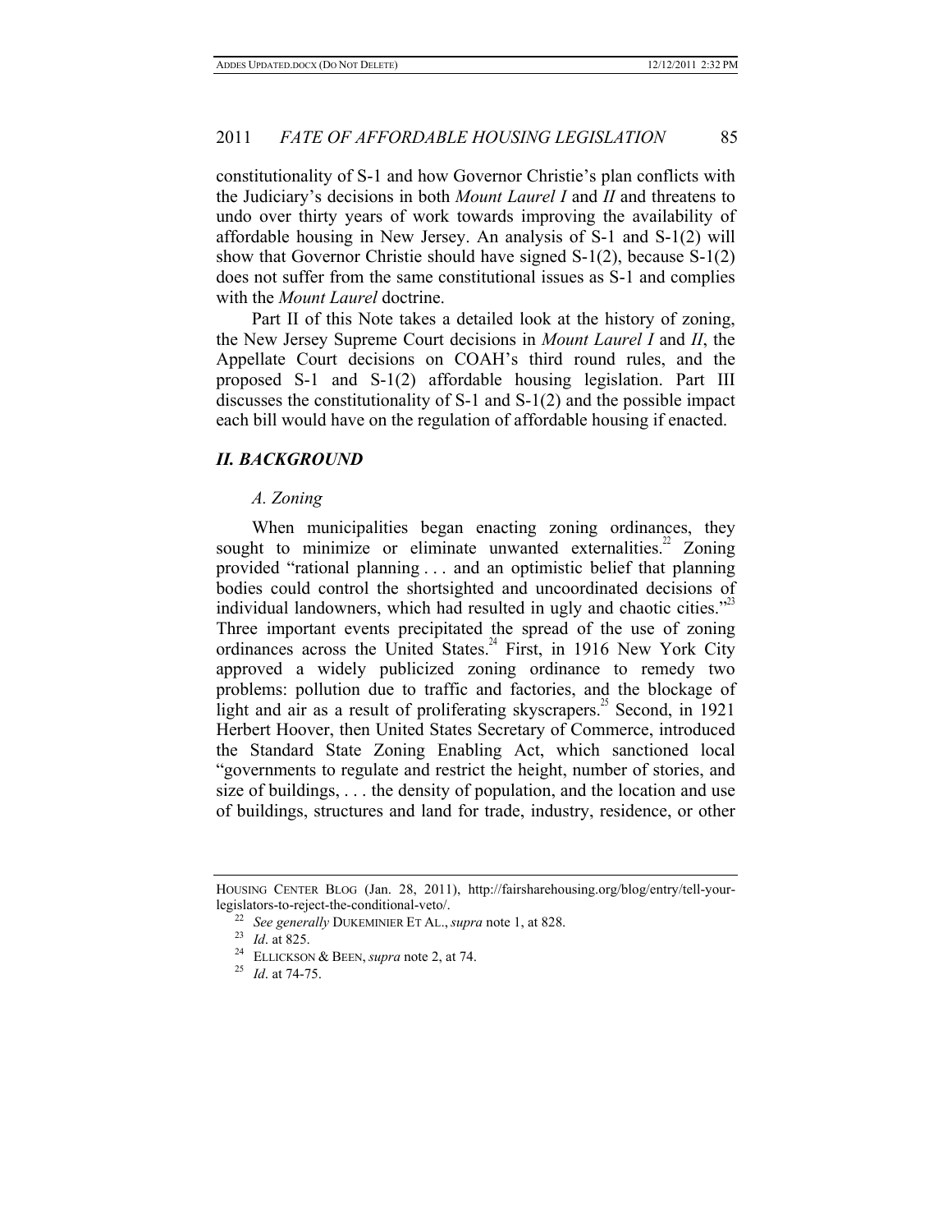constitutionality of S-1 and how Governor Christie's plan conflicts with the Judiciary's decisions in both *Mount Laurel I* and *II* and threatens to undo over thirty years of work towards improving the availability of affordable housing in New Jersey. An analysis of S-1 and S-1(2) will show that Governor Christie should have signed S-1(2), because S-1(2) does not suffer from the same constitutional issues as S-1 and complies with the *Mount Laurel* doctrine.

Part II of this Note takes a detailed look at the history of zoning, the New Jersey Supreme Court decisions in *Mount Laurel I* and *II*, the Appellate Court decisions on COAH's third round rules, and the proposed S-1 and S-1(2) affordable housing legislation. Part III discusses the constitutionality of S-1 and S-1(2) and the possible impact each bill would have on the regulation of affordable housing if enacted.

## *II. BACKGROUND*

### *A. Zoning*

When municipalities began enacting zoning ordinances, they sought to minimize or eliminate unwanted externalities.[22] Zoning provided "rational planning . . . and an optimistic belief that planning bodies could control the shortsighted and uncoordinated decisions of individual landowners, which had resulted in ugly and chaotic cities."[23] Three important events precipitated the spread of the use of zoning ordinances across the United States.[24] First, in 1916 New York City approved a widely publicized zoning ordinance to remedy two problems: pollution due to traffic and factories, and the blockage of light and air as a result of proliferating skyscrapers.[25] Second, in 1921 Herbert Hoover, then United States Secretary of Commerce, introduced the Standard State Zoning Enabling Act, which sanctioned local "governments to regulate and restrict the height, number of stories, and size of buildings, . . . the density of population, and the location and use of buildings, structures and land for trade, industry, residence, or other

---

HOUSING CENTER BLOG (Jan. 28, 2011), http://fairsharehousing.org/blog/entry/tell-your-legislators-to-reject-the-conditional-veto/.

[22] *See generally* DUKEMINIER ET AL., *supra* note 1, at 828.

[23] *Id*. at 825.

[24] ELLICKSON & BEEN, *supra* note 2, at 74.

[25] *Id*. at 74-75.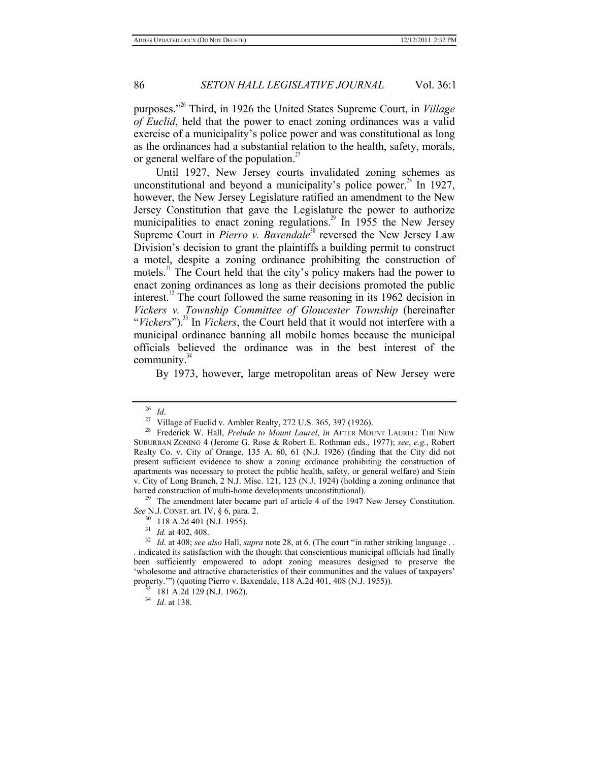purposes."[26] Third, in 1926 the United States Supreme Court, in *Village of Euclid*, held that the power to enact zoning ordinances was a valid exercise of a municipality's police power and was constitutional as long as the ordinances had a substantial relation to the health, safety, morals, or general welfare of the population.[27]

Until 1927, New Jersey courts invalidated zoning schemes as unconstitutional and beyond a municipality's police power.[28] In 1927, however, the New Jersey Legislature ratified an amendment to the New Jersey Constitution that gave the Legislature the power to authorize municipalities to enact zoning regulations.[29] In 1955 the New Jersey Supreme Court in *Pierro v. Baxendale*[30] reversed the New Jersey Law Division's decision to grant the plaintiffs a building permit to construct a motel, despite a zoning ordinance prohibiting the construction of motels.[31] The Court held that the city's policy makers had the power to enact zoning ordinances as long as their decisions promoted the public interest.[32] The court followed the same reasoning in its 1962 decision in *Vickers v. Township Committee of Gloucester Township* (hereinafter "*Vickers*").[33] In *Vickers*, the Court held that it would not interfere with a municipal ordinance banning all mobile homes because the municipal officials believed the ordinance was in the best interest of the community.[34]

By 1973, however, large metropolitan areas of New Jersey were

---

[26] *Id*.

[27] Village of Euclid v. Ambler Realty, 272 U.S. 365, 397 (1926).

[28] Frederick W. Hall, *Prelude to Mount Laurel*, *in* AFTER MOUNT LAUREL: THE NEW SUBURBAN ZONING 4 (Jerome G. Rose & Robert E. Rothman eds., 1977); *see*, *e.g.*, Robert Realty Co. v. City of Orange, 135 A. 60, 61 (N.J. 1926) (finding that the City did not present sufficient evidence to show a zoning ordinance prohibiting the construction of apartments was necessary to protect the public health, safety, or general welfare) and Stein v. City of Long Branch, 2 N.J. Misc. 121, 123 (N.J. 1924) (holding a zoning ordinance that barred construction of multi-home developments unconstitutional).

[29] The amendment later became part of article 4 of the 1947 New Jersey Constitution. *See* N.J. CONST. art. IV, § 6, para. 2.

[30] 118 A.2d 401 (N.J. 1955).

[31] *Id.* at 402, 408.

[32] *Id*. at 408; *see also* Hall, *supra* note 28, at 6. (The court "in rather striking language . . . indicated its satisfaction with the thought that conscientious municipal officials had finally been sufficiently empowered to adopt zoning measures designed to preserve the 'wholesome and attractive characteristics of their communities and the values of taxpayers' property.'") (quoting Pierro v. Baxendale, 118 A.2d 401, 408 (N.J. 1955)).

[33] 181 A.2d 129 (N.J. 1962).

[34] *Id*. at 138.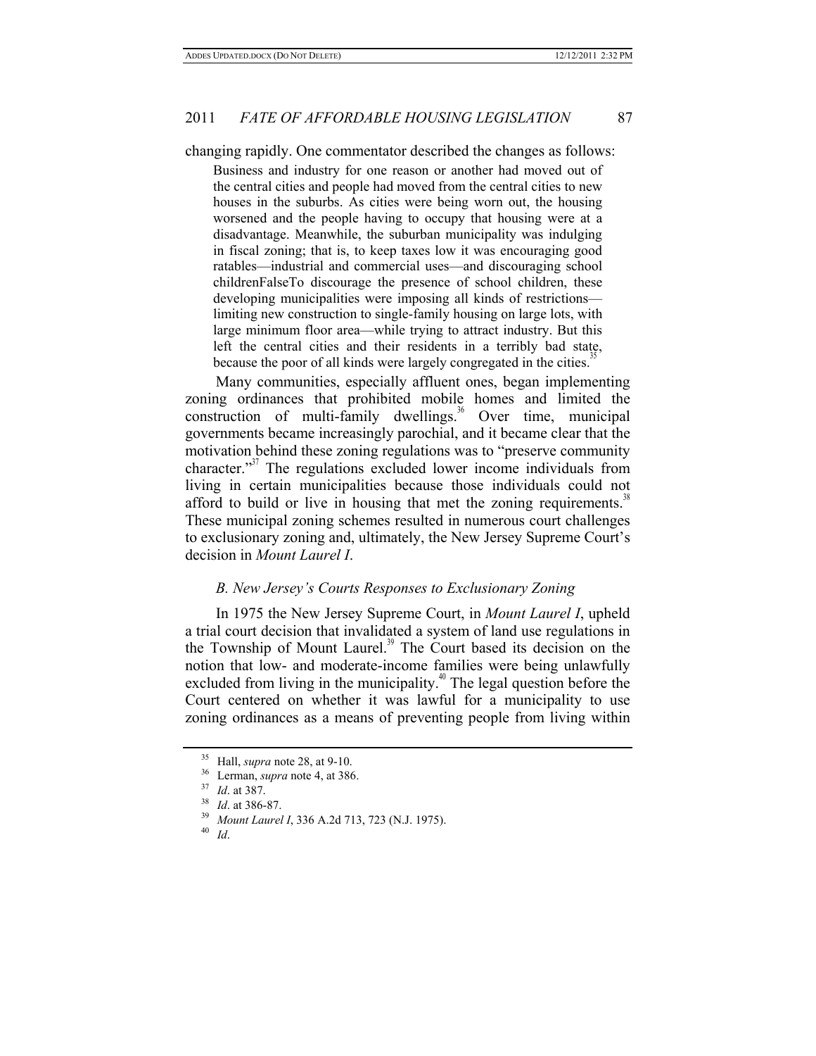changing rapidly. One commentator described the changes as follows:

> Business and industry for one reason or another had moved out of the central cities and people had moved from the central cities to new houses in the suburbs. As cities were being worn out, the housing worsened and the people having to occupy that housing were at a disadvantage. Meanwhile, the suburban municipality was indulging in fiscal zoning; that is, to keep taxes low it was encouraging good ratables—industrial and commercial uses—and discouraging school childrenFalseTo discourage the presence of school children, these developing municipalities were imposing all kinds of restrictions—limiting new construction to single-family housing on large lots, with large minimum floor area—while trying to attract industry. But this left the central cities and their residents in a terribly bad state, because the poor of all kinds were largely congregated in the cities.[35]

Many communities, especially affluent ones, began implementing zoning ordinances that prohibited mobile homes and limited the construction of multi-family dwellings.[36] Over time, municipal governments became increasingly parochial, and it became clear that the motivation behind these zoning regulations was to "preserve community character."[37] The regulations excluded lower income individuals from living in certain municipalities because those individuals could not afford to build or live in housing that met the zoning requirements.[38] These municipal zoning schemes resulted in numerous court challenges to exclusionary zoning and, ultimately, the New Jersey Supreme Court's decision in *Mount Laurel I*.

### *B. New Jersey's Courts Responses to Exclusionary Zoning*

In 1975 the New Jersey Supreme Court, in *Mount Laurel I*, upheld a trial court decision that invalidated a system of land use regulations in the Township of Mount Laurel.[39] The Court based its decision on the notion that low- and moderate-income families were being unlawfully excluded from living in the municipality.[40] The legal question before the Court centered on whether it was lawful for a municipality to use zoning ordinances as a means of preventing people from living within

---

[35] Hall, *supra* note 28, at 9-10.

[36] Lerman, *supra* note 4, at 386.

[37] *Id*. at 387.

[38] *Id*. at 386-87.

[39] *Mount Laurel I*, 336 A.2d 713, 723 (N.J. 1975).

[40] *Id*.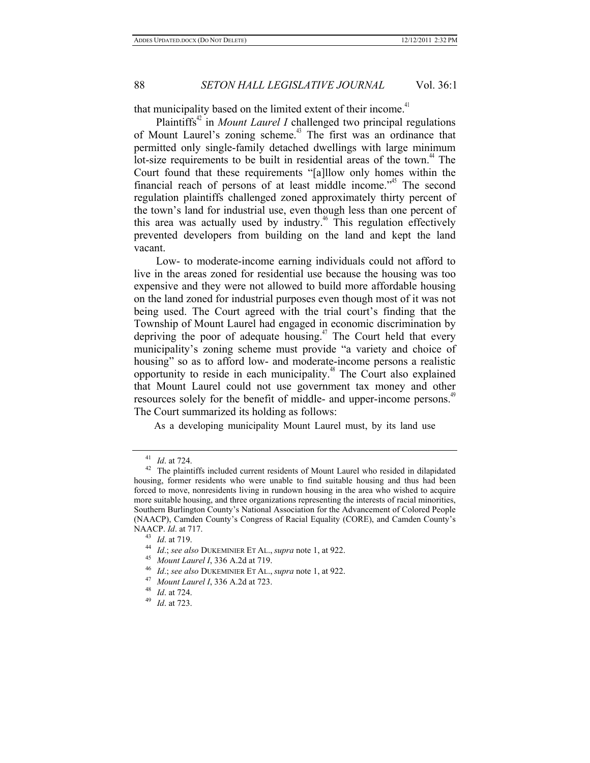that municipality based on the limited extent of their income.[41]

Plaintiffs[42] in *Mount Laurel I* challenged two principal regulations of Mount Laurel's zoning scheme.[43] The first was an ordinance that permitted only single-family detached dwellings with large minimum lot-size requirements to be built in residential areas of the town.[44] The Court found that these requirements "[a]llow only homes within the financial reach of persons of at least middle income."[45] The second regulation plaintiffs challenged zoned approximately thirty percent of the town's land for industrial use, even though less than one percent of this area was actually used by industry.[46] This regulation effectively prevented developers from building on the land and kept the land vacant.

Low- to moderate-income earning individuals could not afford to live in the areas zoned for residential use because the housing was too expensive and they were not allowed to build more affordable housing on the land zoned for industrial purposes even though most of it was not being used. The Court agreed with the trial court's finding that the Township of Mount Laurel had engaged in economic discrimination by depriving the poor of adequate housing.[47] The Court held that every municipality's zoning scheme must provide "a variety and choice of housing" so as to afford low- and moderate-income persons a realistic opportunity to reside in each municipality.[48] The Court also explained that Mount Laurel could not use government tax money and other resources solely for the benefit of middle- and upper-income persons.[49] The Court summarized its holding as follows:

> As a developing municipality Mount Laurel must, by its land use

---

[41] *Id*. at 724.

[42] The plaintiffs included current residents of Mount Laurel who resided in dilapidated housing, former residents who were unable to find suitable housing and thus had been forced to move, nonresidents living in rundown housing in the area who wished to acquire more suitable housing, and three organizations representing the interests of racial minorities, Southern Burlington County's National Association for the Advancement of Colored People (NAACP), Camden County's Congress of Racial Equality (CORE), and Camden County's NAACP. *Id*. at 717.

[43] *Id*. at 719.

[44] *Id*.; *see also* DUKEMINIER ET AL., *supra* note 1, at 922.

[45] *Mount Laurel I*, 336 A.2d at 719.

[46] *Id*.; *see also* DUKEMINIER ET AL., *supra* note 1, at 922.

[47] *Mount Laurel I*, 336 A.2d at 723.

[48] *Id*. at 724.

[49] *Id*. at 723.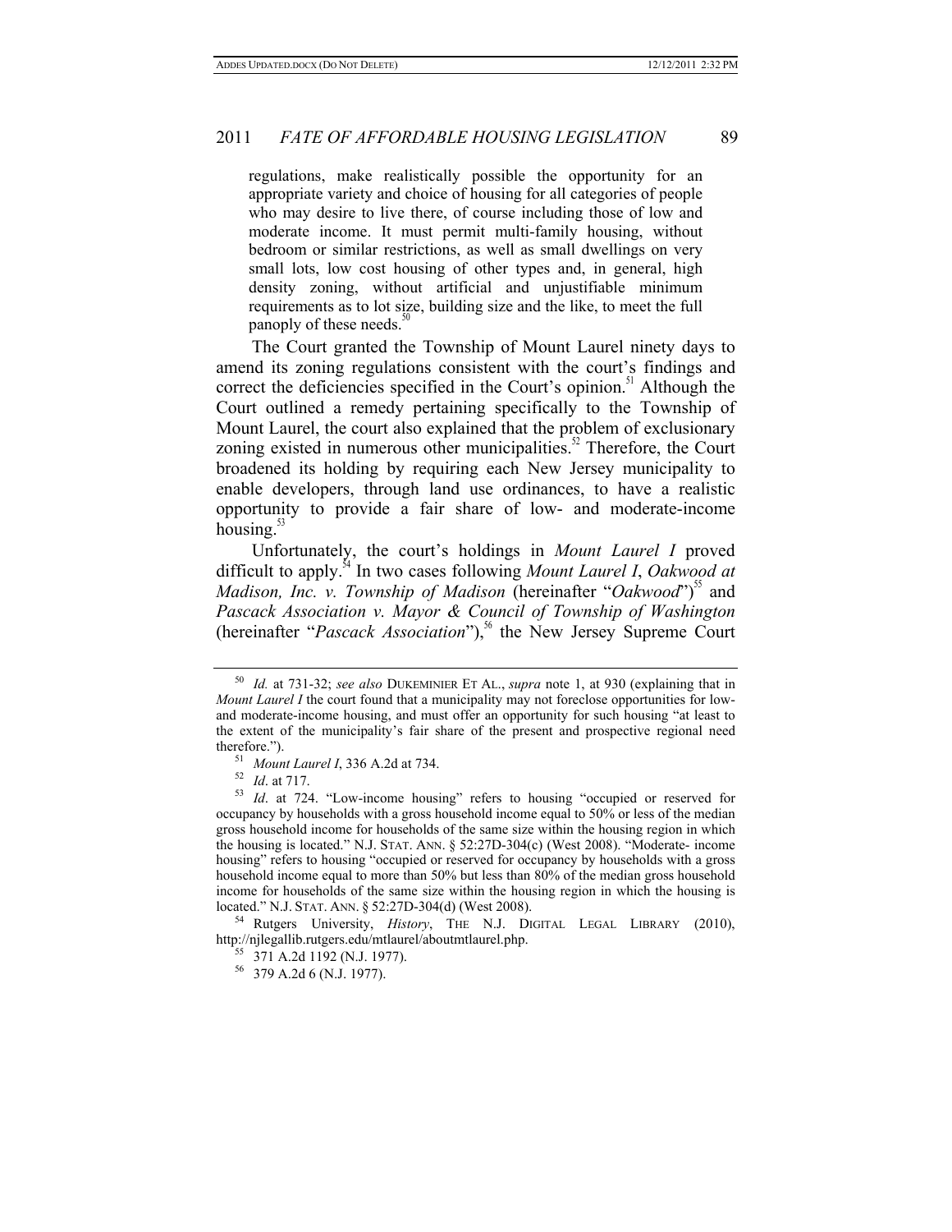> regulations, make realistically possible the opportunity for an appropriate variety and choice of housing for all categories of people who may desire to live there, of course including those of low and moderate income. It must permit multi-family housing, without bedroom or similar restrictions, as well as small dwellings on very small lots, low cost housing of other types and, in general, high density zoning, without artificial and unjustifiable minimum requirements as to lot size, building size and the like, to meet the full panoply of these needs.[50]

The Court granted the Township of Mount Laurel ninety days to amend its zoning regulations consistent with the court's findings and correct the deficiencies specified in the Court's opinion.[51] Although the Court outlined a remedy pertaining specifically to the Township of Mount Laurel, the court also explained that the problem of exclusionary zoning existed in numerous other municipalities.[52] Therefore, the Court broadened its holding by requiring each New Jersey municipality to enable developers, through land use ordinances, to have a realistic opportunity to provide a fair share of low- and moderate-income housing.[53]

Unfortunately, the court's holdings in *Mount Laurel I* proved difficult to apply.[54] In two cases following *Mount Laurel I*, *Oakwood at Madison, Inc. v. Township of Madison* (hereinafter "*Oakwood*")[55] and *Pascack Association v. Mayor & Council of Township of Washington* (hereinafter "*Pascack Association*"),[56] the New Jersey Supreme Court

---

[50] *Id.* at 731-32; *see also* DUKEMINIER ET AL., *supra* note 1, at 930 (explaining that in *Mount Laurel I* the court found that a municipality may not foreclose opportunities for low- and moderate-income housing, and must offer an opportunity for such housing "at least to the extent of the municipality's fair share of the present and prospective regional need therefore.").

[51] *Mount Laurel I*, 336 A.2d at 734.

[52] *Id*. at 717.

[53] *Id*. at 724. "Low-income housing" refers to housing "occupied or reserved for occupancy by households with a gross household income equal to 50% or less of the median gross household income for households of the same size within the housing region in which the housing is located." N.J. STAT. ANN. § 52:27D-304(c) (West 2008). "Moderate- income housing" refers to housing "occupied or reserved for occupancy by households with a gross household income equal to more than 50% but less than 80% of the median gross household income for households of the same size within the housing region in which the housing is located." N.J. STAT. ANN. § 52:27D-304(d) (West 2008).

[54] Rutgers University, *History*, THE N.J. DIGITAL LEGAL LIBRARY (2010), http://njlegallib.rutgers.edu/mtlaurel/aboutmtlaurel.php.

[55] 371 A.2d 1192 (N.J. 1977).

[56] 379 A.2d 6 (N.J. 1977).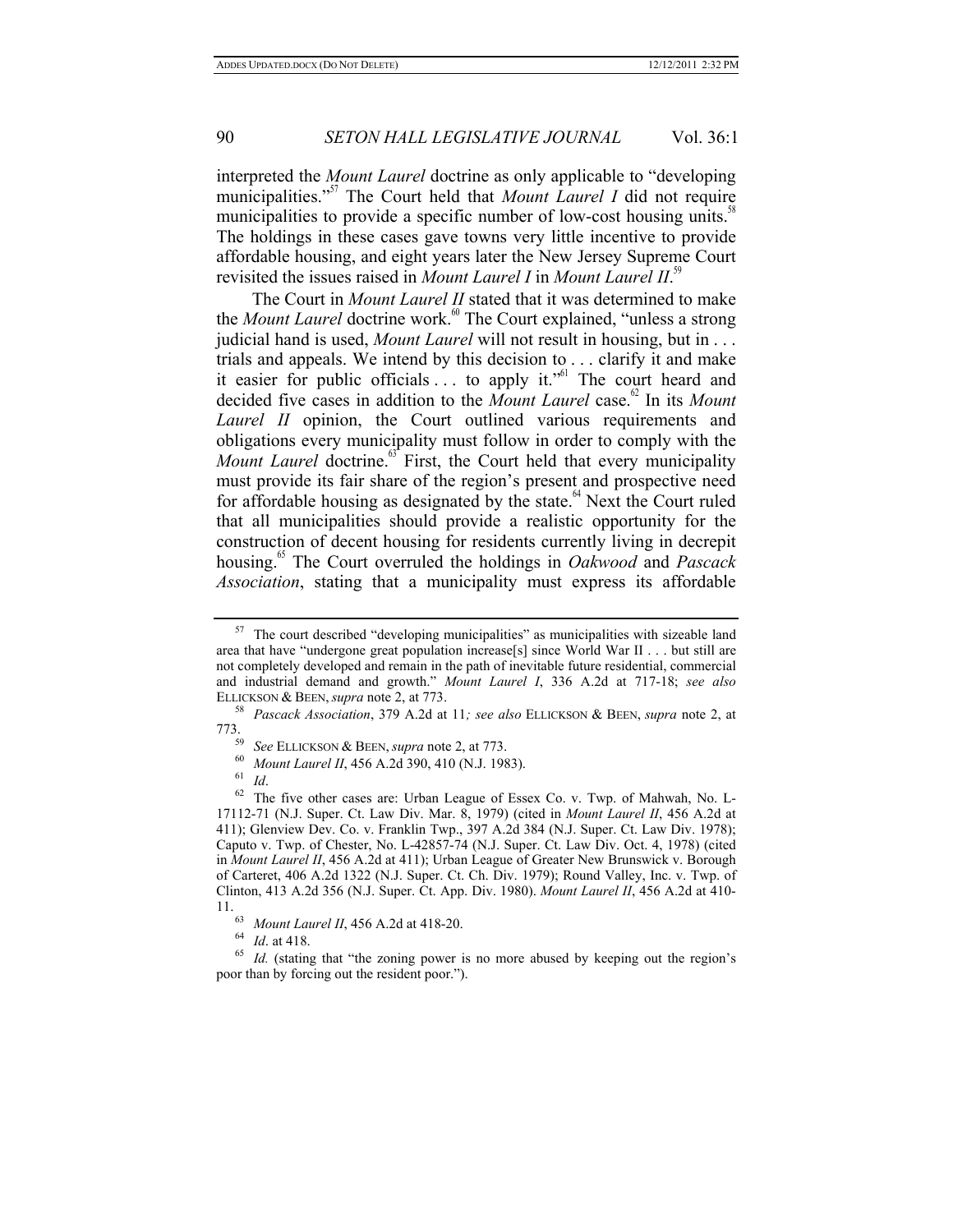interpreted the *Mount Laurel* doctrine as only applicable to "developing municipalities."[57] The Court held that *Mount Laurel I* did not require municipalities to provide a specific number of low-cost housing units.[58] The holdings in these cases gave towns very little incentive to provide affordable housing, and eight years later the New Jersey Supreme Court revisited the issues raised in *Mount Laurel I* in *Mount Laurel II*.[59]

The Court in *Mount Laurel II* stated that it was determined to make the *Mount Laurel* doctrine work.[60] The Court explained, "unless a strong judicial hand is used, *Mount Laurel* will not result in housing, but in . . . trials and appeals. We intend by this decision to . . . clarify it and make it easier for public officials . . . to apply it."[61] The court heard and decided five cases in addition to the *Mount Laurel* case.[62] In its *Mount Laurel II* opinion, the Court outlined various requirements and obligations every municipality must follow in order to comply with the *Mount Laurel* doctrine.[63] First, the Court held that every municipality must provide its fair share of the region's present and prospective need for affordable housing as designated by the state.[64] Next the Court ruled that all municipalities should provide a realistic opportunity for the construction of decent housing for residents currently living in decrepit housing.[65] The Court overruled the holdings in *Oakwood* and *Pascack Association*, stating that a municipality must express its affordable

---

[57] The court described "developing municipalities" as municipalities with sizeable land area that have "undergone great population increase[s] since World War II . . . but still are not completely developed and remain in the path of inevitable future residential, commercial and industrial demand and growth." *Mount Laurel I*, 336 A.2d at 717-18; *see also* ELLICKSON & BEEN, *supra* note 2, at 773.

[58] *Pascack Association*, 379 A.2d at 11*; see also* ELLICKSON & BEEN, *supra* note 2, at 773.

[59] *See* ELLICKSON & BEEN, *supra* note 2, at 773.

[60] *Mount Laurel II*, 456 A.2d 390, 410 (N.J. 1983).

[61] *Id*.

[62] The five other cases are: Urban League of Essex Co. v. Twp. of Mahwah, No. L-17112-71 (N.J. Super. Ct. Law Div. Mar. 8, 1979) (cited in *Mount Laurel II*, 456 A.2d at 411); Glenview Dev. Co. v. Franklin Twp., 397 A.2d 384 (N.J. Super. Ct. Law Div. 1978); Caputo v. Twp. of Chester, No. L-42857-74 (N.J. Super. Ct. Law Div. Oct. 4, 1978) (cited in *Mount Laurel II*, 456 A.2d at 411); Urban League of Greater New Brunswick v. Borough of Carteret, 406 A.2d 1322 (N.J. Super. Ct. Ch. Div. 1979); Round Valley, Inc. v. Twp. of Clinton, 413 A.2d 356 (N.J. Super. Ct. App. Div. 1980). *Mount Laurel II*, 456 A.2d at 410-11.

[63] *Mount Laurel II*, 456 A.2d at 418-20.

[64] *Id*. at 418.

[65] *Id.* (stating that "the zoning power is no more abused by keeping out the region's poor than by forcing out the resident poor.").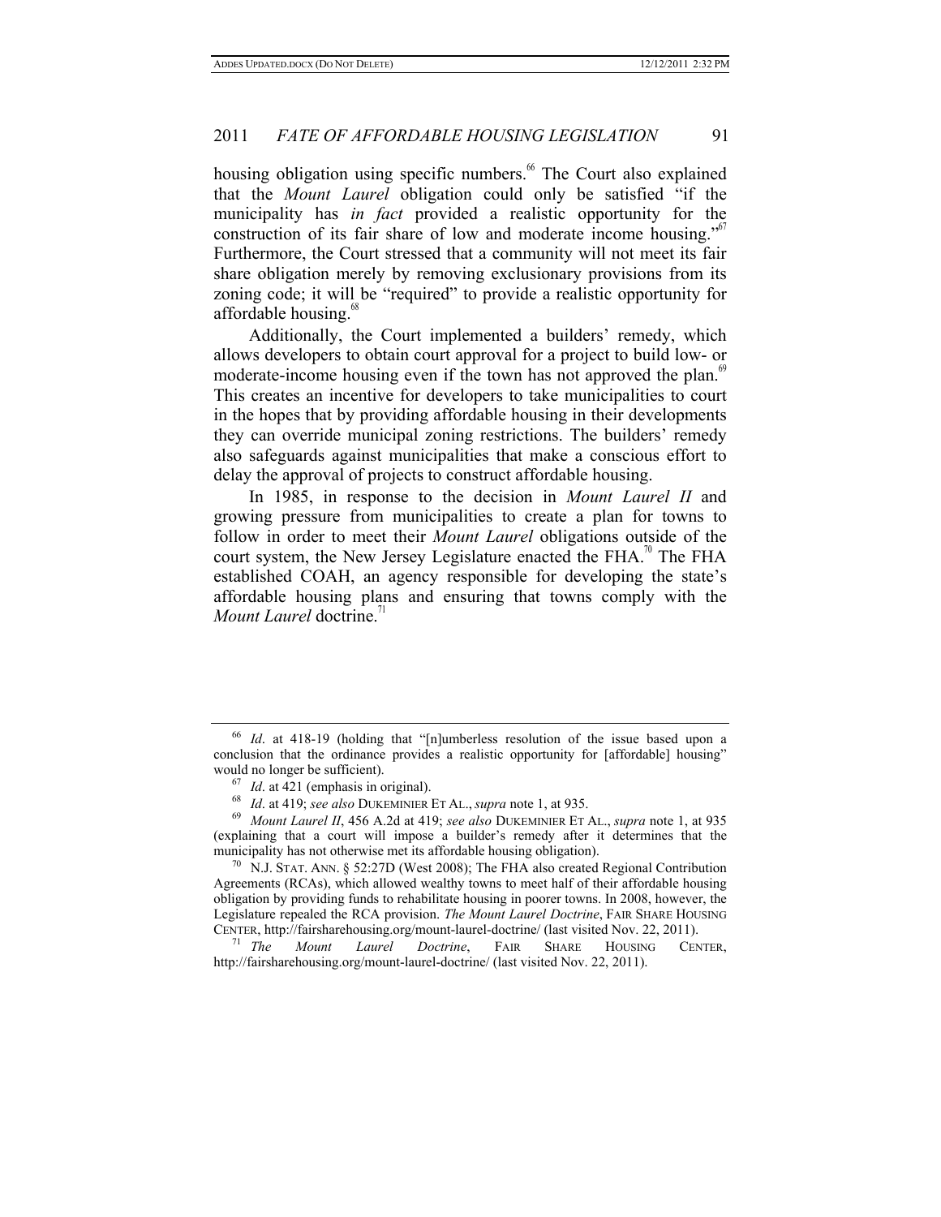housing obligation using specific numbers.[66] The Court also explained that the *Mount Laurel* obligation could only be satisfied "if the municipality has *in fact* provided a realistic opportunity for the construction of its fair share of low and moderate income housing."[67] Furthermore, the Court stressed that a community will not meet its fair share obligation merely by removing exclusionary provisions from its zoning code; it will be "required" to provide a realistic opportunity for affordable housing.[68]

Additionally, the Court implemented a builders' remedy, which allows developers to obtain court approval for a project to build low- or moderate-income housing even if the town has not approved the plan.[69] This creates an incentive for developers to take municipalities to court in the hopes that by providing affordable housing in their developments they can override municipal zoning restrictions. The builders' remedy also safeguards against municipalities that make a conscious effort to delay the approval of projects to construct affordable housing.

In 1985, in response to the decision in *Mount Laurel II* and growing pressure from municipalities to create a plan for towns to follow in order to meet their *Mount Laurel* obligations outside of the court system, the New Jersey Legislature enacted the FHA.[70] The FHA established COAH, an agency responsible for developing the state's affordable housing plans and ensuring that towns comply with the *Mount Laurel* doctrine.[71]

---

[66] *Id*. at 418-19 (holding that "[n]umberless resolution of the issue based upon a conclusion that the ordinance provides a realistic opportunity for [affordable] housing" would no longer be sufficient).

[67] *Id*. at 421 (emphasis in original).

[68] *Id*. at 419; *see also* DUKEMINIER ET AL., *supra* note 1, at 935.

[69] *Mount Laurel II*, 456 A.2d at 419; *see also* DUKEMINIER ET AL., *supra* note 1, at 935 (explaining that a court will impose a builder's remedy after it determines that the municipality has not otherwise met its affordable housing obligation).

[70] N.J. STAT. ANN. § 52:27D (West 2008); The FHA also created Regional Contribution Agreements (RCAs), which allowed wealthy towns to meet half of their affordable housing obligation by providing funds to rehabilitate housing in poorer towns. In 2008, however, the Legislature repealed the RCA provision. *The Mount Laurel Doctrine*, FAIR SHARE HOUSING CENTER, http://fairsharehousing.org/mount-laurel-doctrine/ (last visited Nov. 22, 2011).

[71] *The Mount Laurel Doctrine*, FAIR SHARE HOUSING CENTER, http://fairsharehousing.org/mount-laurel-doctrine/ (last visited Nov. 22, 2011).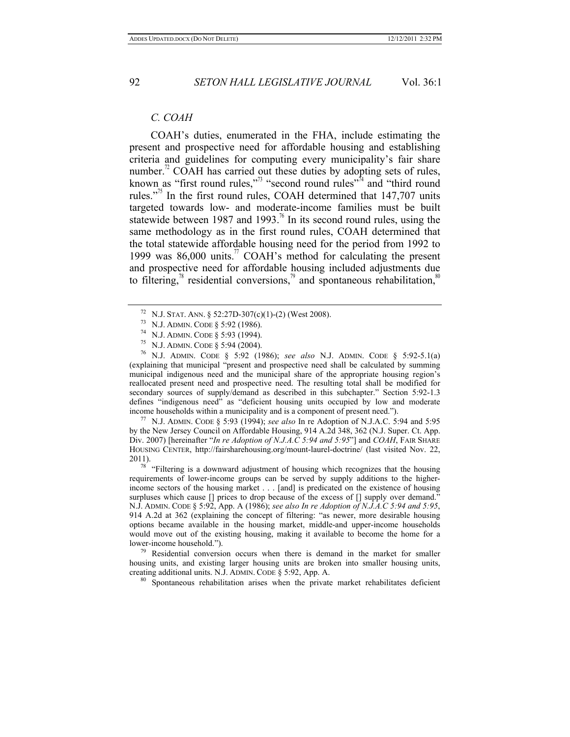### *C. COAH*

COAH's duties, enumerated in the FHA, include estimating the present and prospective need for affordable housing and establishing criteria and guidelines for computing every municipality's fair share number.[72] COAH has carried out these duties by adopting sets of rules, known as "first round rules,"[73] "second round rules"[74] and "third round rules."[75] In the first round rules, COAH determined that 147,707 units targeted towards low- and moderate-income families must be built statewide between 1987 and 1993.[76] In its second round rules, using the same methodology as in the first round rules, COAH determined that the total statewide affordable housing need for the period from 1992 to 1999 was 86,000 units.[77] COAH's method for calculating the present and prospective need for affordable housing included adjustments due to filtering,[78] residential conversions,[79] and spontaneous rehabilitation,[80]

---

[72] N.J. STAT. ANN. § 52:27D-307(c)(1)-(2) (West 2008).

[73] N.J. ADMIN. CODE § 5:92 (1986).

[74] N.J. ADMIN. CODE § 5:93 (1994).

[75] N.J. ADMIN. CODE § 5:94 (2004).

[76] N.J. ADMIN. CODE § 5:92 (1986); *see also* N.J. ADMIN. CODE § 5:92-5.1(a) (explaining that municipal "present and prospective need shall be calculated by summing municipal indigenous need and the municipal share of the appropriate housing region's reallocated present need and prospective need. The resulting total shall be modified for secondary sources of supply/demand as described in this subchapter." Section 5:92-1.3 defines "indigenous need" as "deficient housing units occupied by low and moderate income households within a municipality and is a component of present need.").

[77] N.J. ADMIN. CODE § 5:93 (1994); *see also* In re Adoption of N.J.A.C. 5:94 and 5:95 by the New Jersey Council on Affordable Housing, 914 A.2d 348, 362 (N.J. Super. Ct. App. Div. 2007) [hereinafter "*In re Adoption of N.J.A.C 5:94 and 5:95*"] and *COAH*, FAIR SHARE HOUSING CENTER, http://fairsharehousing.org/mount-laurel-doctrine/ (last visited Nov. 22, 2011).

[78] "Filtering is a downward adjustment of housing which recognizes that the housing requirements of lower-income groups can be served by supply additions to the higher-income sectors of the housing market . . . [and] is predicated on the existence of housing surpluses which cause [] prices to drop because of the excess of [] supply over demand." N.J. ADMIN. CODE § 5:92, App. A (1986); *see also In re Adoption of N.J.A.C 5:94 and 5:95*, 914 A.2d at 362 (explaining the concept of filtering: "as newer, more desirable housing options became available in the housing market, middle-and upper-income households would move out of the existing housing, making it available to become the home for a lower-income household.").

[79] Residential conversion occurs when there is demand in the market for smaller housing units, and existing larger housing units are broken into smaller housing units, creating additional units. N.J. ADMIN. CODE § 5:92, App. A.

[80] Spontaneous rehabilitation arises when the private market rehabilitates deficient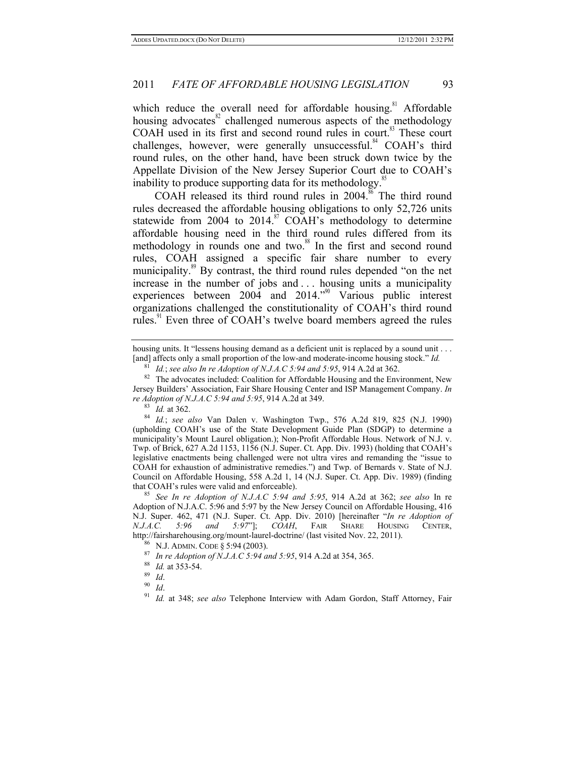which reduce the overall need for affordable housing.[81] Affordable housing advocates[82] challenged numerous aspects of the methodology COAH used in its first and second round rules in court.[83] These court challenges, however, were generally unsuccessful.[84] COAH's third round rules, on the other hand, have been struck down twice by the Appellate Division of the New Jersey Superior Court due to COAH's inability to produce supporting data for its methodology.[85]

COAH released its third round rules in 2004.[86] The third round rules decreased the affordable housing obligations to only 52,726 units statewide from 2004 to 2014.[87] COAH's methodology to determine affordable housing need in the third round rules differed from its methodology in rounds one and two.[88] In the first and second round rules, COAH assigned a specific fair share number to every municipality.[89] By contrast, the third round rules depended "on the net increase in the number of jobs and . . . housing units a municipality experiences between 2004 and 2014."[90] Various public interest organizations challenged the constitutionality of COAH's third round rules.[91] Even three of COAH's twelve board members agreed the rules

---

housing units. It "lessens housing demand as a deficient unit is replaced by a sound unit . . . [and] affects only a small proportion of the low-and moderate-income housing stock." *Id.*

[81] *Id.*; *see also In re Adoption of N.J.A.C 5:94 and 5:95*, 914 A.2d at 362.

[82] The advocates included: Coalition for Affordable Housing and the Environment, New Jersey Builders' Association, Fair Share Housing Center and ISP Management Company. *In re Adoption of N.J.A.C 5:94 and 5:95*, 914 A.2d at 349.

[83] *Id.* at 362.

[84] *Id.*; *see also* Van Dalen v. Washington Twp., 576 A.2d 819, 825 (N.J. 1990) (upholding COAH's use of the State Development Guide Plan (SDGP) to determine a municipality's Mount Laurel obligation.); Non-Profit Affordable Hous. Network of N.J. v. Twp. of Brick, 627 A.2d 1153, 1156 (N.J. Super. Ct. App. Div. 1993) (holding that COAH's legislative enactments being challenged were not ultra vires and remanding the "issue to COAH for exhaustion of administrative remedies.") and Twp. of Bernards v. State of N.J. Council on Affordable Housing, 558 A.2d 1, 14 (N.J. Super. Ct. App. Div. 1989) (finding that COAH's rules were valid and enforceable).

[85] *See In re Adoption of N.J.A.C 5:94 and 5:95*, 914 A.2d at 362; *see also* In re Adoption of N.J.A.C. 5:96 and 5:97 by the New Jersey Council on Affordable Housing, 416 N.J. Super. 462, 471 (N.J. Super. Ct. App. Div. 2010) [hereinafter "*In re Adoption of N.J.A.C. 5:96 and 5:97*"]; *COAH*, FAIR SHARE HOUSING CENTER, http://fairsharehousing.org/mount-laurel-doctrine/ (last visited Nov. 22, 2011).

[86] N.J. ADMIN. CODE § 5:94 (2003).

[87] *In re Adoption of N.J.A.C 5:94 and 5:95*, 914 A.2d at 354, 365.

[88] *Id.* at 353-54.

[89] *Id*.

[90] *Id*.

[91] *Id.* at 348; *see also* Telephone Interview with Adam Gordon, Staff Attorney, Fair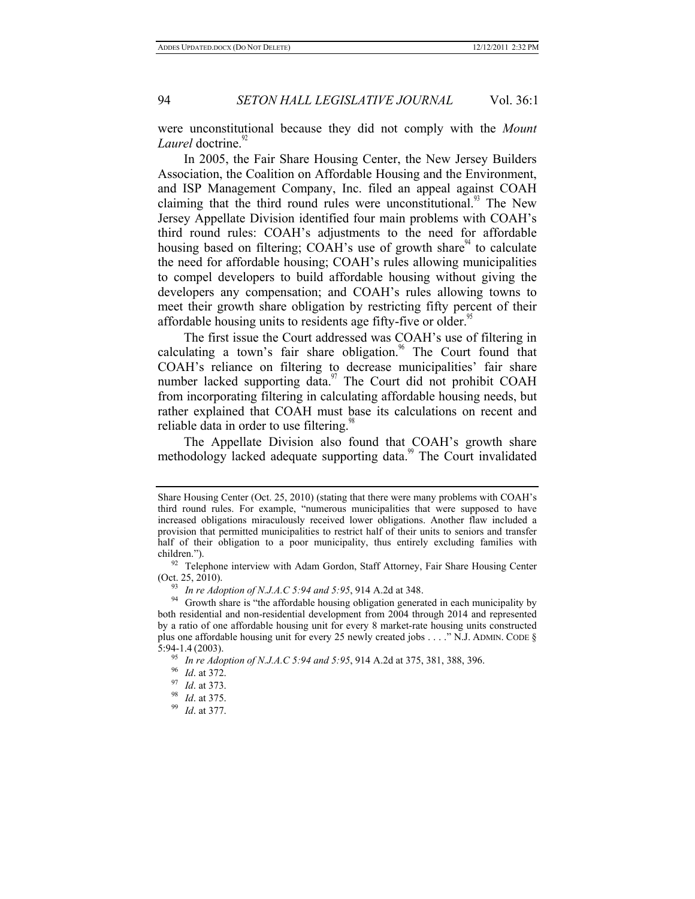were unconstitutional because they did not comply with the *Mount Laurel* doctrine.[92]

In 2005, the Fair Share Housing Center, the New Jersey Builders Association, the Coalition on Affordable Housing and the Environment, and ISP Management Company, Inc. filed an appeal against COAH claiming that the third round rules were unconstitutional.[93] The New Jersey Appellate Division identified four main problems with COAH's third round rules: COAH's adjustments to the need for affordable housing based on filtering; COAH's use of growth share[94] to calculate the need for affordable housing; COAH's rules allowing municipalities to compel developers to build affordable housing without giving the developers any compensation; and COAH's rules allowing towns to meet their growth share obligation by restricting fifty percent of their affordable housing units to residents age fifty-five or older.[95]

The first issue the Court addressed was COAH's use of filtering in calculating a town's fair share obligation.[96] The Court found that COAH's reliance on filtering to decrease municipalities' fair share number lacked supporting data.[97] The Court did not prohibit COAH from incorporating filtering in calculating affordable housing needs, but rather explained that COAH must base its calculations on recent and reliable data in order to use filtering.[98]

The Appellate Division also found that COAH's growth share methodology lacked adequate supporting data.[99] The Court invalidated

---

Share Housing Center (Oct. 25, 2010) (stating that there were many problems with COAH's third round rules. For example, "numerous municipalities that were supposed to have increased obligations miraculously received lower obligations. Another flaw included a provision that permitted municipalities to restrict half of their units to seniors and transfer half of their obligation to a poor municipality, thus entirely excluding families with children.").

[92] Telephone interview with Adam Gordon, Staff Attorney, Fair Share Housing Center (Oct. 25, 2010).

[93] *In re Adoption of N.J.A.C 5:94 and 5:95*, 914 A.2d at 348.

[94] Growth share is "the affordable housing obligation generated in each municipality by both residential and non-residential development from 2004 through 2014 and represented by a ratio of one affordable housing unit for every 8 market-rate housing units constructed plus one affordable housing unit for every 25 newly created jobs . . . ." N.J. ADMIN. CODE § 5:94-1.4 (2003).

[95] *In re Adoption of N.J.A.C 5:94 and 5:95*, 914 A.2d at 375, 381, 388, 396.

[96] *Id*. at 372.

[97] *Id*. at 373.

[98] *Id*. at 375.

[99] *Id*. at 377.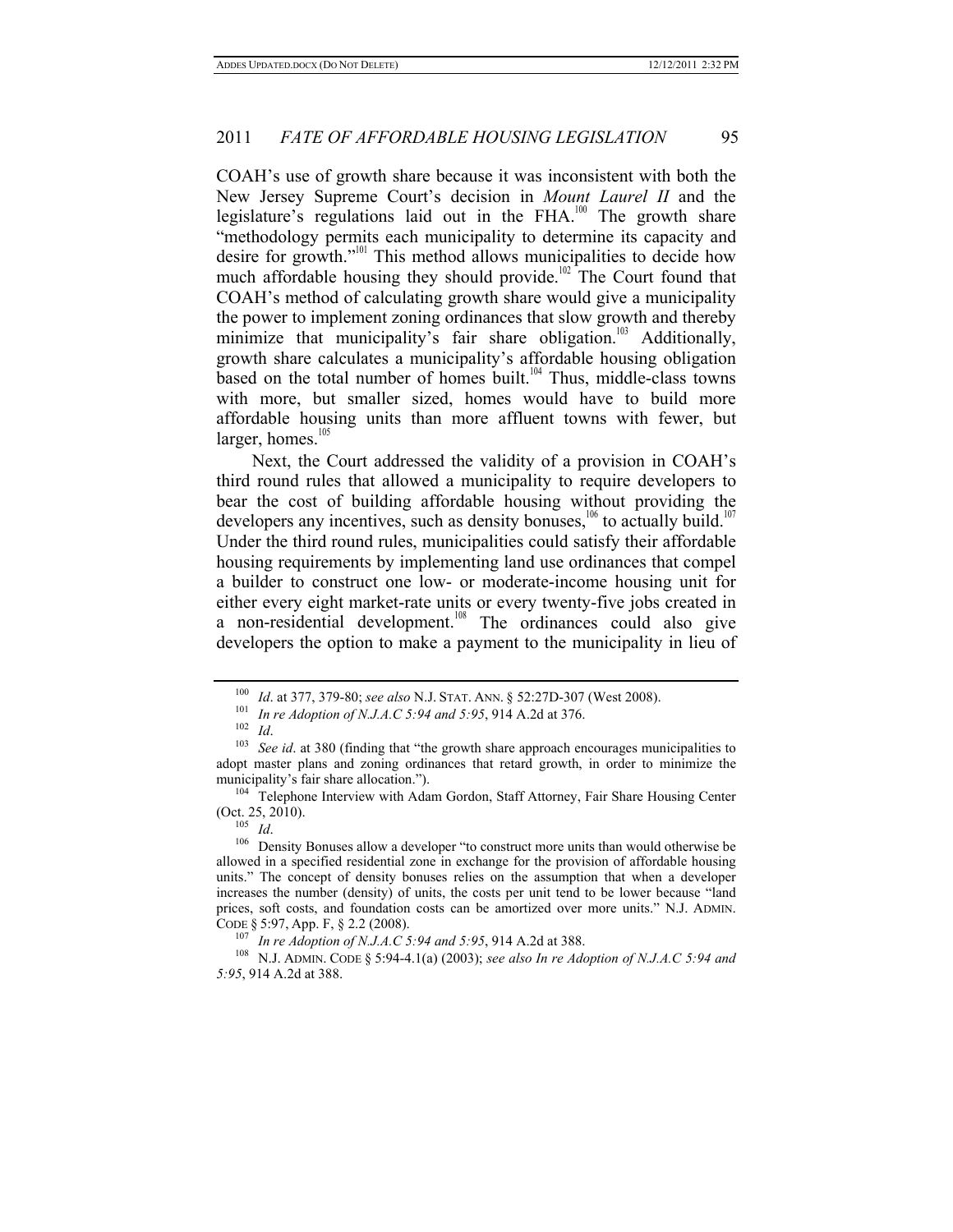COAH's use of growth share because it was inconsistent with both the New Jersey Supreme Court's decision in *Mount Laurel II* and the legislature's regulations laid out in the FHA.[100] The growth share "methodology permits each municipality to determine its capacity and desire for growth."[101] This method allows municipalities to decide how much affordable housing they should provide.[102] The Court found that COAH's method of calculating growth share would give a municipality the power to implement zoning ordinances that slow growth and thereby minimize that municipality's fair share obligation.[103] Additionally, growth share calculates a municipality's affordable housing obligation based on the total number of homes built.[104] Thus, middle-class towns with more, but smaller sized, homes would have to build more affordable housing units than more affluent towns with fewer, but larger, homes.[105]

Next, the Court addressed the validity of a provision in COAH's third round rules that allowed a municipality to require developers to bear the cost of building affordable housing without providing the developers any incentives, such as density bonuses,[106] to actually build.[107] Under the third round rules, municipalities could satisfy their affordable housing requirements by implementing land use ordinances that compel a builder to construct one low- or moderate-income housing unit for either every eight market-rate units or every twenty-five jobs created in a non-residential development.[108] The ordinances could also give developers the option to make a payment to the municipality in lieu of

---

[100] *Id*. at 377, 379-80; *see also* N.J. STAT. ANN. § 52:27D-307 (West 2008).

[101] *In re Adoption of N.J.A.C 5:94 and 5:95*, 914 A.2d at 376.

[102] *Id*.

[103] *See id*. at 380 (finding that "the growth share approach encourages municipalities to adopt master plans and zoning ordinances that retard growth, in order to minimize the municipality's fair share allocation.").

[104] Telephone Interview with Adam Gordon, Staff Attorney, Fair Share Housing Center (Oct. 25, 2010).

[105] *Id*.

[106] Density Bonuses allow a developer "to construct more units than would otherwise be allowed in a specified residential zone in exchange for the provision of affordable housing units." The concept of density bonuses relies on the assumption that when a developer increases the number (density) of units, the costs per unit tend to be lower because "land prices, soft costs, and foundation costs can be amortized over more units." N.J. ADMIN. CODE § 5:97, App. F, § 2.2 (2008).

[107] *In re Adoption of N.J.A.C 5:94 and 5:95*, 914 A.2d at 388.

[108] N.J. ADMIN. CODE § 5:94-4.1(a) (2003); *see also In re Adoption of N.J.A.C 5:94 and 5:95*, 914 A.2d at 388.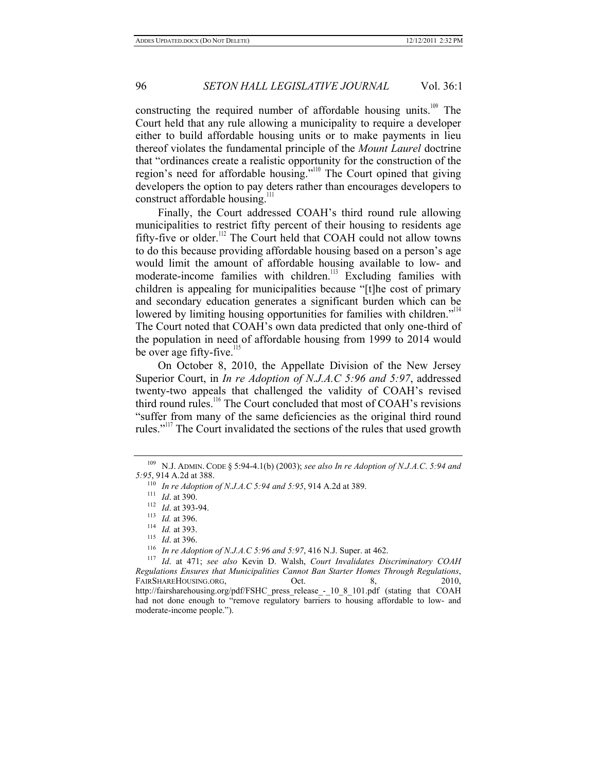constructing the required number of affordable housing units.[109] The Court held that any rule allowing a municipality to require a developer either to build affordable housing units or to make payments in lieu thereof violates the fundamental principle of the *Mount Laurel* doctrine that "ordinances create a realistic opportunity for the construction of the region's need for affordable housing."[110] The Court opined that giving developers the option to pay deters rather than encourages developers to construct affordable housing.[111]

Finally, the Court addressed COAH's third round rule allowing municipalities to restrict fifty percent of their housing to residents age fifty-five or older.[112] The Court held that COAH could not allow towns to do this because providing affordable housing based on a person's age would limit the amount of affordable housing available to low- and moderate-income families with children.[113] Excluding families with children is appealing for municipalities because "[t]he cost of primary and secondary education generates a significant burden which can be lowered by limiting housing opportunities for families with children."[114] The Court noted that COAH's own data predicted that only one-third of the population in need of affordable housing from 1999 to 2014 would be over age fifty-five.[115]

On October 8, 2010, the Appellate Division of the New Jersey Superior Court, in *In re Adoption of N.J.A.C 5:96 and 5:97*, addressed twenty-two appeals that challenged the validity of COAH's revised third round rules.[116] The Court concluded that most of COAH's revisions "suffer from many of the same deficiencies as the original third round rules."[117] The Court invalidated the sections of the rules that used growth

---

[109] N.J. ADMIN. CODE § 5:94-4.1(b) (2003); *see also In re Adoption of N.J.A.C. 5:94 and 5:95*, 914 A.2d at 388.

[110] *In re Adoption of N.J.A.C 5:94 and 5:95*, 914 A.2d at 389.

[111] *Id*. at 390.

[112] *Id*. at 393-94.

[113] *Id.* at 396.

[114] *Id.* at 393.

[115] *Id*. at 396.

[116] *In re Adoption of N.J.A.C 5:96 and 5:97*, 416 N.J. Super. at 462.

[117] *Id*. at 471; *see also* Kevin D. Walsh, *Court Invalidates Discriminatory COAH Regulations Ensures that Municipalities Cannot Ban Starter Homes Through Regulations*, FAIRSHAREHOUSING.ORG, Oct. 8, 2010, http://fairsharehousing.org/pdf/FSHC_press_release_-_10_8_101.pdf (stating that COAH had not done enough to "remove regulatory barriers to housing affordable to low- and moderate-income people.").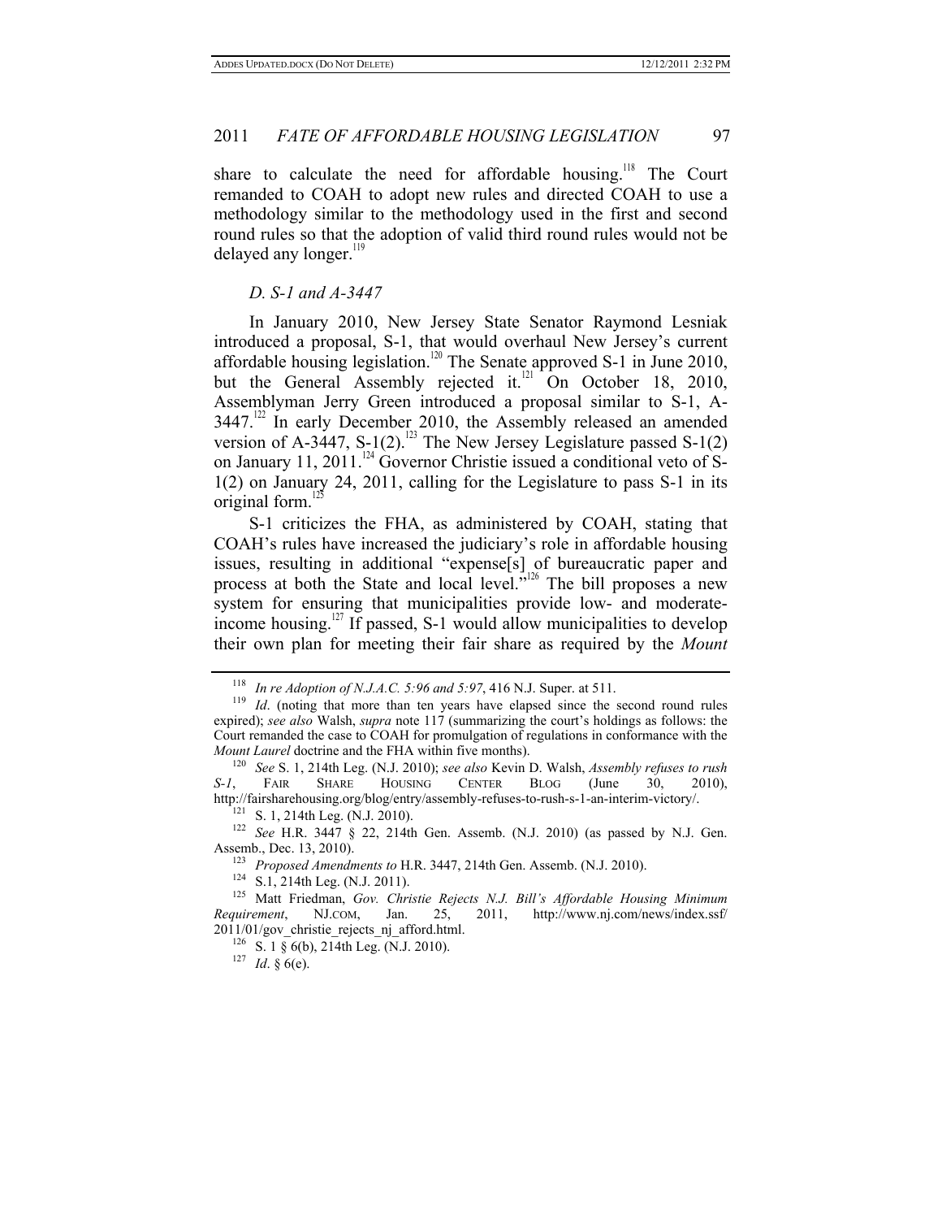share to calculate the need for affordable housing.[118] The Court remanded to COAH to adopt new rules and directed COAH to use a methodology similar to the methodology used in the first and second round rules so that the adoption of valid third round rules would not be delayed any longer.[119]

### *D. S-1 and A-3447*

In January 2010, New Jersey State Senator Raymond Lesniak introduced a proposal, S-1, that would overhaul New Jersey's current affordable housing legislation.[120] The Senate approved S-1 in June 2010, but the General Assembly rejected it.[121] On October 18, 2010, Assemblyman Jerry Green introduced a proposal similar to S-1, A-3447.[122] In early December 2010, the Assembly released an amended version of A-3447, S-1(2).[123] The New Jersey Legislature passed S-1(2) on January 11, 2011.[124] Governor Christie issued a conditional veto of S-1(2) on January 24, 2011, calling for the Legislature to pass S-1 in its original form.[125]

S-1 criticizes the FHA, as administered by COAH, stating that COAH's rules have increased the judiciary's role in affordable housing issues, resulting in additional "expense[s] of bureaucratic paper and process at both the State and local level."[126] The bill proposes a new system for ensuring that municipalities provide low- and moderate-income housing.[127] If passed, S-1 would allow municipalities to develop their own plan for meeting their fair share as required by the *Mount*

---

[118] *In re Adoption of N.J.A.C. 5:96 and 5:97*, 416 N.J. Super. at 511.

[119] *Id*. (noting that more than ten years have elapsed since the second round rules expired); *see also* Walsh, *supra* note 117 (summarizing the court's holdings as follows: the Court remanded the case to COAH for promulgation of regulations in conformance with the *Mount Laurel* doctrine and the FHA within five months).

[120] *See* S. 1, 214th Leg. (N.J. 2010); *see also* Kevin D. Walsh, *Assembly refuses to rush S-1*, FAIR SHARE HOUSING CENTER BLOG (June 30, 2010), http://fairsharehousing.org/blog/entry/assembly-refuses-to-rush-s-1-an-interim-victory/.

[121] S. 1, 214th Leg. (N.J. 2010).

[122] *See* H.R. 3447 § 22, 214th Gen. Assemb. (N.J. 2010) (as passed by N.J. Gen. Assemb., Dec. 13, 2010).

[123] *Proposed Amendments to* H.R. 3447, 214th Gen. Assemb. (N.J. 2010).

[124] S.1, 214th Leg. (N.J. 2011).

[125] Matt Friedman, *Gov. Christie Rejects N.J. Bill's Affordable Housing Minimum Requirement*, NJ.COM, Jan. 25, 2011, http://www.nj.com/news/index.ssf/2011/01/gov_christie_rejects_nj_afford.html.

[126] S. 1 § 6(b), 214th Leg. (N.J. 2010).

[127] *Id*. § 6(e).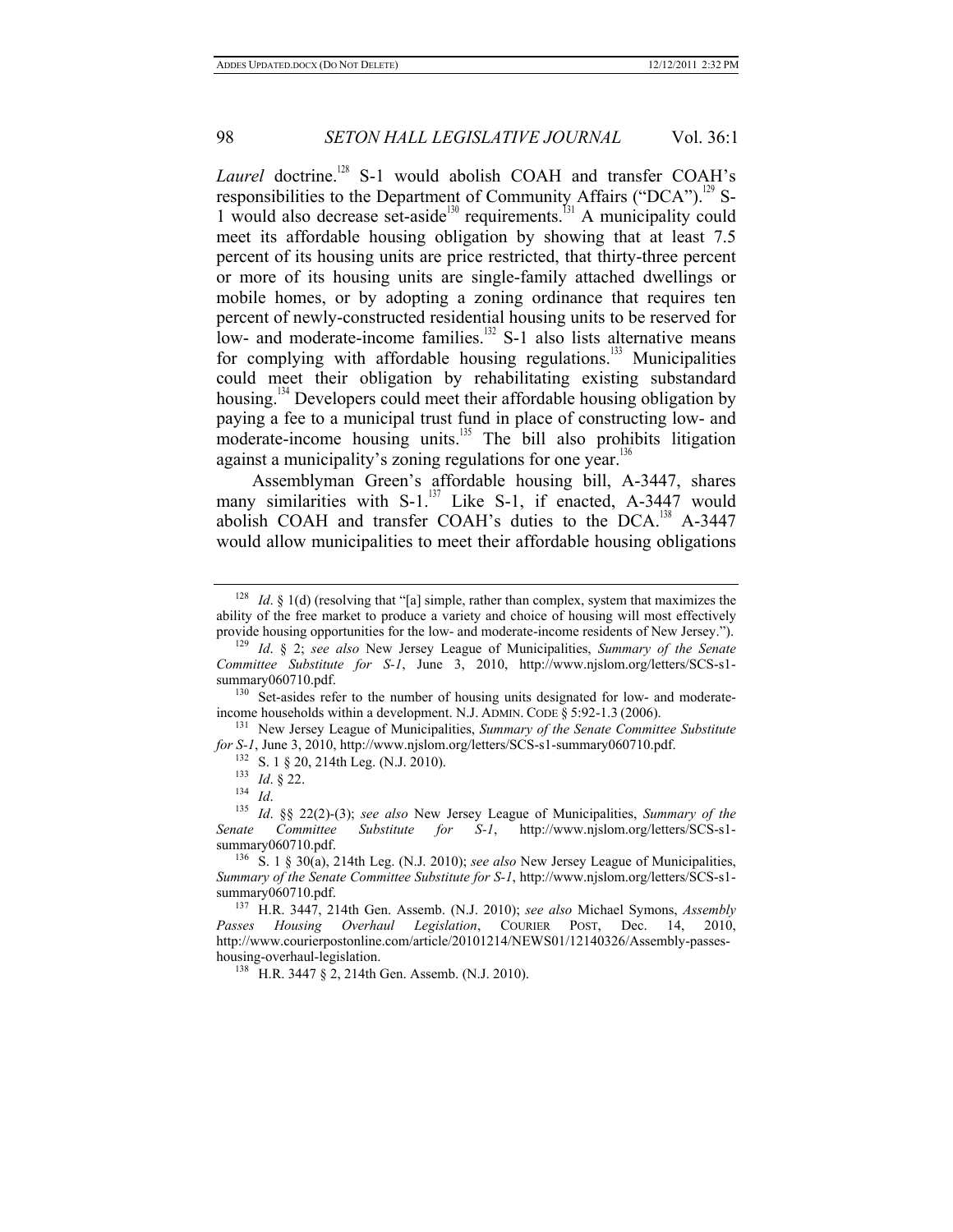*Laurel* doctrine.[128] S-1 would abolish COAH and transfer COAH's responsibilities to the Department of Community Affairs ("DCA").[129] S-1 would also decrease set-aside[130] requirements.[131] A municipality could meet its affordable housing obligation by showing that at least 7.5 percent of its housing units are price restricted, that thirty-three percent or more of its housing units are single-family attached dwellings or mobile homes, or by adopting a zoning ordinance that requires ten percent of newly-constructed residential housing units to be reserved for low- and moderate-income families.[132] S-1 also lists alternative means for complying with affordable housing regulations.[133] Municipalities could meet their obligation by rehabilitating existing substandard housing.[134] Developers could meet their affordable housing obligation by paying a fee to a municipal trust fund in place of constructing low- and moderate-income housing units.[135] The bill also prohibits litigation against a municipality's zoning regulations for one year.[136]

Assemblyman Green's affordable housing bill, A-3447, shares many similarities with S-1.[137] Like S-1, if enacted, A-3447 would abolish COAH and transfer COAH's duties to the DCA.[138] A-3447 would allow municipalities to meet their affordable housing obligations

---

[128] *Id*. § 1(d) (resolving that "[a] simple, rather than complex, system that maximizes the ability of the free market to produce a variety and choice of housing will most effectively provide housing opportunities for the low- and moderate-income residents of New Jersey.").

[129] *Id*. § 2; *see also* New Jersey League of Municipalities, *Summary of the Senate Committee Substitute for S-1*, June 3, 2010, http://www.njslom.org/letters/SCS-s1-summary060710.pdf.

[130] Set-asides refer to the number of housing units designated for low- and moderate-income households within a development. N.J. ADMIN. CODE § 5:92-1.3 (2006).

[131] New Jersey League of Municipalities, *Summary of the Senate Committee Substitute for S-1*, June 3, 2010, http://www.njslom.org/letters/SCS-s1-summary060710.pdf.

[132] S. 1 § 20, 214th Leg. (N.J. 2010).

[133] *Id*. § 22.

[134] *Id*.

[135] *Id*. §§ 22(2)-(3); *see also* New Jersey League of Municipalities, *Summary of the Senate Committee Substitute for S-1*, http://www.njslom.org/letters/SCS-s1-summary060710.pdf.

[136] S. 1 § 30(a), 214th Leg. (N.J. 2010); *see also* New Jersey League of Municipalities, *Summary of the Senate Committee Substitute for S-1*, http://www.njslom.org/letters/SCS-s1-summary060710.pdf.

[137] H.R. 3447, 214th Gen. Assemb. (N.J. 2010); *see also* Michael Symons, *Assembly Passes Housing Overhaul Legislation*, COURIER POST, Dec. 14, 2010, http://www.courierpostonline.com/article/20101214/NEWS01/12140326/Assembly-passes-housing-overhaul-legislation.

[138] H.R. 3447 § 2, 214th Gen. Assemb. (N.J. 2010).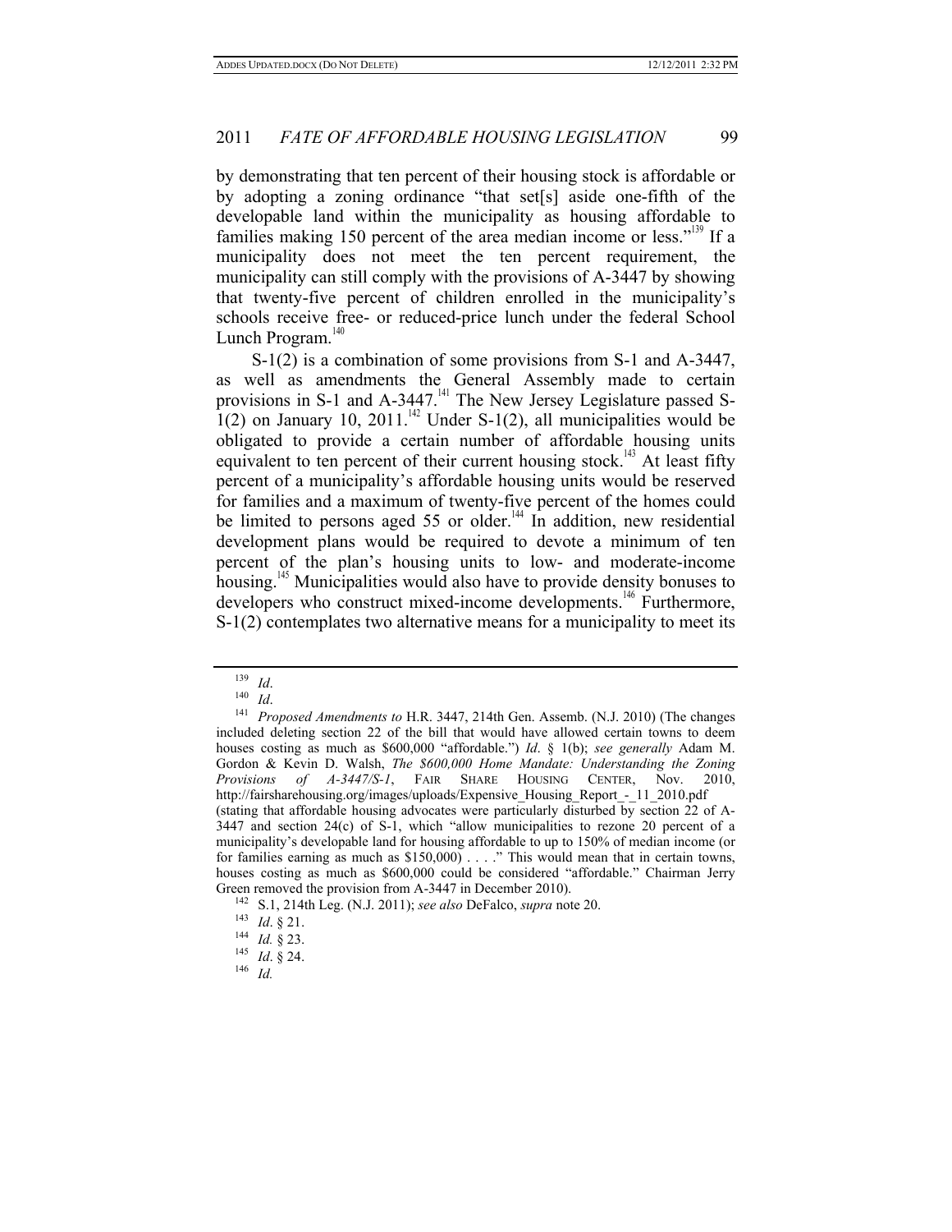by demonstrating that ten percent of their housing stock is affordable or by adopting a zoning ordinance "that set[s] aside one-fifth of the developable land within the municipality as housing affordable to families making 150 percent of the area median income or less."[139] If a municipality does not meet the ten percent requirement, the municipality can still comply with the provisions of A-3447 by showing that twenty-five percent of children enrolled in the municipality's schools receive free- or reduced-price lunch under the federal School Lunch Program.[140]

S-1(2) is a combination of some provisions from S-1 and A-3447, as well as amendments the General Assembly made to certain provisions in S-1 and A-3447.[141] The New Jersey Legislature passed S-1(2) on January 10, 2011.[142] Under S-1(2), all municipalities would be obligated to provide a certain number of affordable housing units equivalent to ten percent of their current housing stock.[143] At least fifty percent of a municipality's affordable housing units would be reserved for families and a maximum of twenty-five percent of the homes could be limited to persons aged 55 or older.[144] In addition, new residential development plans would be required to devote a minimum of ten percent of the plan's housing units to low- and moderate-income housing.[145] Municipalities would also have to provide density bonuses to developers who construct mixed-income developments.[146] Furthermore, S-1(2) contemplates two alternative means for a municipality to meet its

---

[139] *Id*.

[140] *Id*.

[141] *Proposed Amendments to* H.R. 3447, 214th Gen. Assemb. (N.J. 2010) (The changes included deleting section 22 of the bill that would have allowed certain towns to deem houses costing as much as $600,000 "affordable.") *Id*. § 1(b); *see generally* Adam M. Gordon & Kevin D. Walsh, *The $600,000 Home Mandate: Understanding the Zoning Provisions of A-3447/S-1*, FAIR SHARE HOUSING CENTER, Nov. 2010, http://fairsharehousing.org/images/uploads/Expensive_Housing_Report_-_11_2010.pdf (stating that affordable housing advocates were particularly disturbed by section 22 of A-3447 and section 24(c) of S-1, which "allow municipalities to rezone 20 percent of a municipality's developable land for housing affordable to up to 150% of median income (or for families earning as much as $150,000) . . . ." This would mean that in certain towns, houses costing as much as $600,000 could be considered "affordable." Chairman Jerry Green removed the provision from A-3447 in December 2010).

[142] S.1, 214th Leg. (N.J. 2011); *see also* DeFalco, *supra* note 20.

[143] *Id*. § 21.

[144] *Id.* § 23.

[145] *Id*. § 24.

[146] *Id.*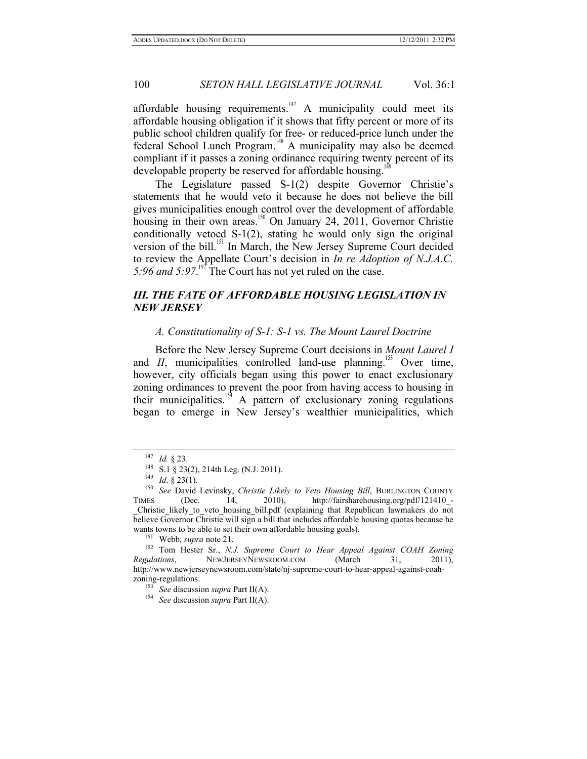affordable housing requirements.[147] A municipality could meet its affordable housing obligation if it shows that fifty percent or more of its public school children qualify for free- or reduced-price lunch under the federal School Lunch Program.[148] A municipality may also be deemed compliant if it passes a zoning ordinance requiring twenty percent of its developable property be reserved for affordable housing.[149]

The Legislature passed S-1(2) despite Governor Christie's statements that he would veto it because he does not believe the bill gives municipalities enough control over the development of affordable housing in their own areas.[150] On January 24, 2011, Governor Christie conditionally vetoed S-1(2), stating he would only sign the original version of the bill.[151] In March, the New Jersey Supreme Court decided to review the Appellate Court's decision in *In re Adoption of N.J.A.C. 5:96 and 5:97*.[152] The Court has not yet ruled on the case.

## *III. THE FATE OF AFFORDABLE HOUSING LEGISLATION IN NEW JERSEY*

### *A. Constitutionality of S-1: S-1 vs. The Mount Laurel Doctrine*

Before the New Jersey Supreme Court decisions in *Mount Laurel I* and *II*, municipalities controlled land-use planning.[153] Over time, however, city officials began using this power to enact exclusionary zoning ordinances to prevent the poor from having access to housing in their municipalities.[154] A pattern of exclusionary zoning regulations began to emerge in New Jersey's wealthier municipalities, which

---

[147] *Id.* § 23.

[148] S.1 § 23(2), 214th Leg. (N.J. 2011).

[149] *Id*. § 23(1).

[150] *See* David Levinsky, *Christie Likely to Veto Housing Bill*, BURLINGTON COUNTY TIMES (Dec. 14, 2010), http://fairsharehousing.org/pdf/121410_-_Christie_likely_to_veto_housing_bill.pdf (explaining that Republican lawmakers do not believe Governor Christie will sign a bill that includes affordable housing quotas because he wants towns to be able to set their own affordable housing goals).

[151] Webb, *supra* note 21.

[152] Tom Hester Sr., *N.J. Supreme Court to Hear Appeal Against COAH Zoning Regulations*, NEWJERSEYNEWSROOM.COM (March 31, 2011), http://www.newjerseynewsroom.com/state/nj-supreme-court-to-hear-appeal-against-coah-zoning-regulations.

[153] *See* discussion *supra* Part II(A).

[154] *See* discussion *supra* Part II(A).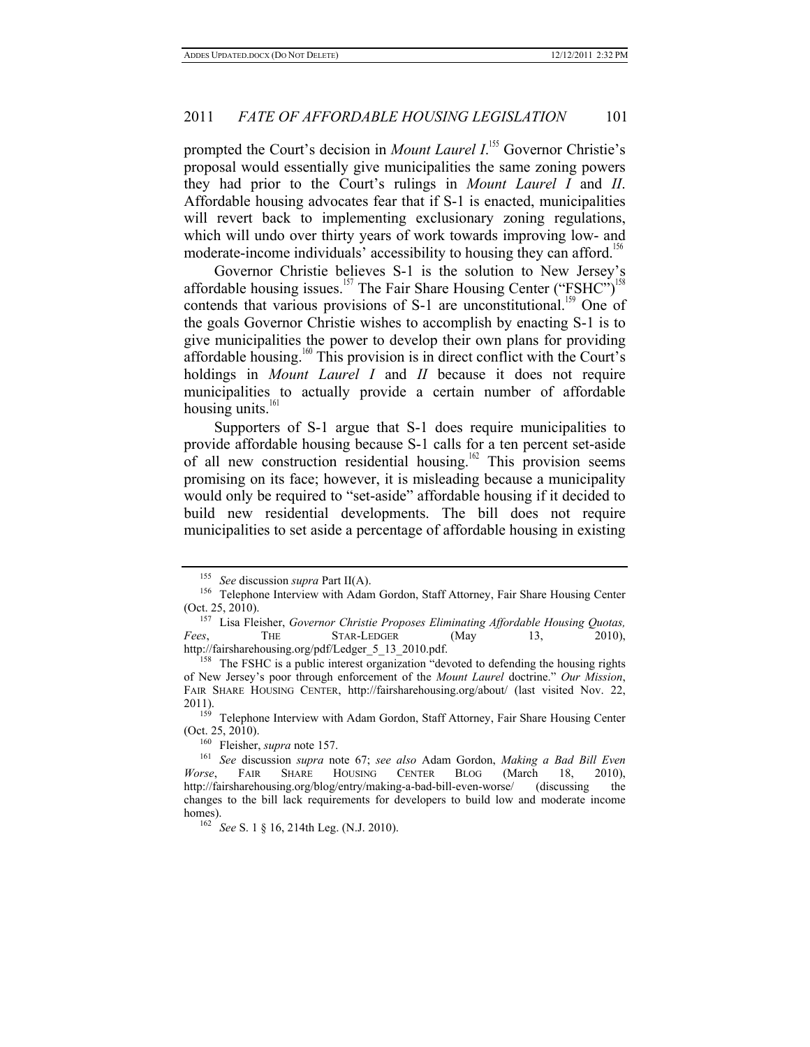prompted the Court's decision in *Mount Laurel I*.[155] Governor Christie's proposal would essentially give municipalities the same zoning powers they had prior to the Court's rulings in *Mount Laurel I* and *II*. Affordable housing advocates fear that if S-1 is enacted, municipalities will revert back to implementing exclusionary zoning regulations, which will undo over thirty years of work towards improving low- and moderate-income individuals' accessibility to housing they can afford.[156]

Governor Christie believes S-1 is the solution to New Jersey's affordable housing issues.[157] The Fair Share Housing Center ("FSHC")[158] contends that various provisions of S-1 are unconstitutional.[159] One of the goals Governor Christie wishes to accomplish by enacting S-1 is to give municipalities the power to develop their own plans for providing affordable housing.[160] This provision is in direct conflict with the Court's holdings in *Mount Laurel I* and *II* because it does not require municipalities to actually provide a certain number of affordable housing units.[161]

Supporters of S-1 argue that S-1 does require municipalities to provide affordable housing because S-1 calls for a ten percent set-aside of all new construction residential housing.[162] This provision seems promising on its face; however, it is misleading because a municipality would only be required to "set-aside" affordable housing if it decided to build new residential developments. The bill does not require municipalities to set aside a percentage of affordable housing in existing

---

[155] *See* discussion *supra* Part II(A).

[156] Telephone Interview with Adam Gordon, Staff Attorney, Fair Share Housing Center (Oct. 25, 2010).

[157] Lisa Fleisher, *Governor Christie Proposes Eliminating Affordable Housing Quotas, Fees*, THE STAR-LEDGER (May 13, 2010), http://fairsharehousing.org/pdf/Ledger_5_13_2010.pdf.

[158] The FSHC is a public interest organization "devoted to defending the housing rights of New Jersey's poor through enforcement of the *Mount Laurel* doctrine." *Our Mission*, FAIR SHARE HOUSING CENTER, http://fairsharehousing.org/about/ (last visited Nov. 22, 2011).

[159] Telephone Interview with Adam Gordon, Staff Attorney, Fair Share Housing Center (Oct. 25, 2010).

[160] Fleisher, *supra* note 157.

[161] *See* discussion *supra* note 67; *see also* Adam Gordon, *Making a Bad Bill Even Worse*, FAIR SHARE HOUSING CENTER BLOG (March 18, 2010), http://fairsharehousing.org/blog/entry/making-a-bad-bill-even-worse/ (discussing the changes to the bill lack requirements for developers to build low and moderate income homes).

[162] *See* S. 1 § 16, 214th Leg. (N.J. 2010).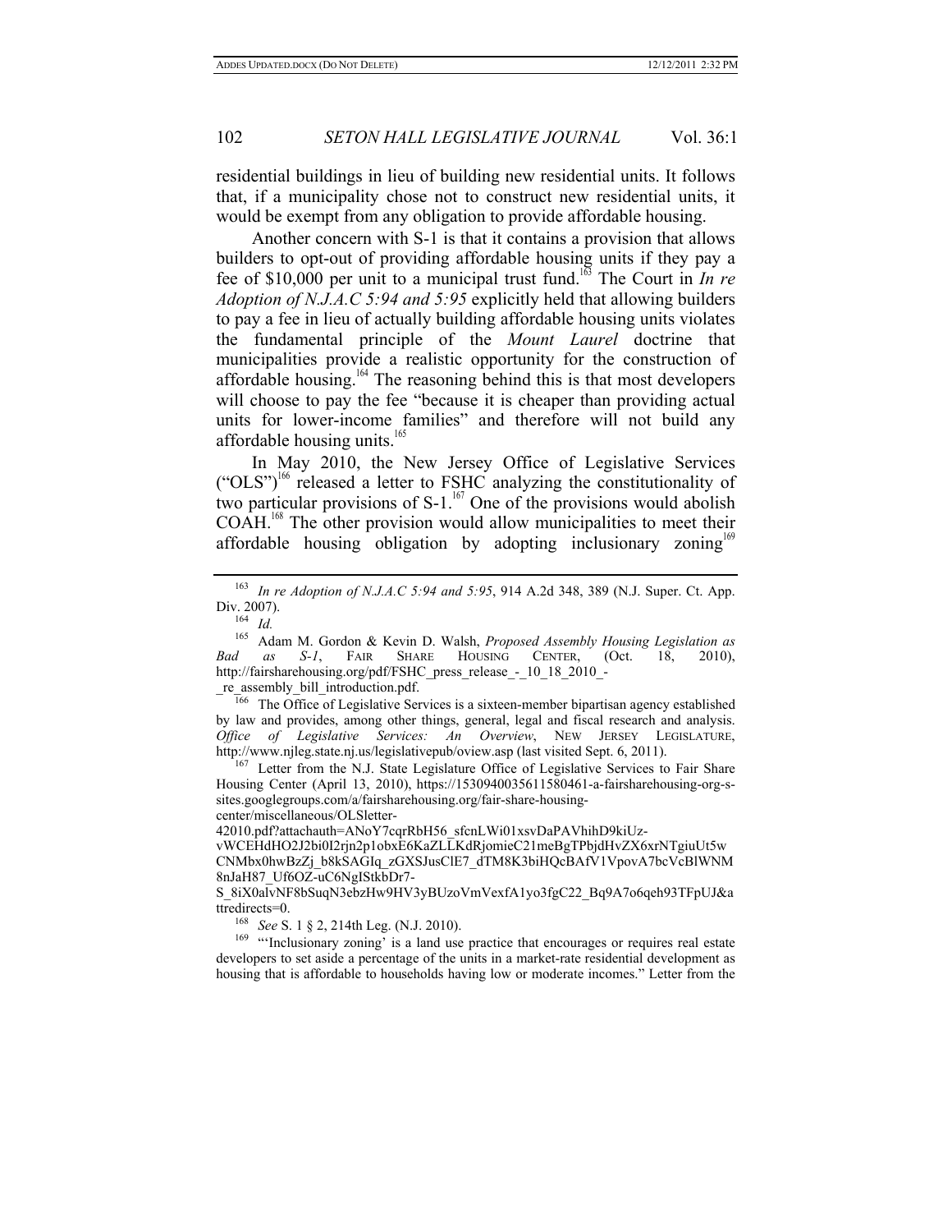residential buildings in lieu of building new residential units. It follows that, if a municipality chose not to construct new residential units, it would be exempt from any obligation to provide affordable housing.

Another concern with S-1 is that it contains a provision that allows builders to opt-out of providing affordable housing units if they pay a fee of $10,000 per unit to a municipal trust fund.[163] The Court in *In re Adoption of N.J.A.C 5:94 and 5:95* explicitly held that allowing builders to pay a fee in lieu of actually building affordable housing units violates the fundamental principle of the *Mount Laurel* doctrine that municipalities provide a realistic opportunity for the construction of affordable housing.[164] The reasoning behind this is that most developers will choose to pay the fee "because it is cheaper than providing actual units for lower-income families" and therefore will not build any affordable housing units.[165]

In May 2010, the New Jersey Office of Legislative Services ("OLS")[166] released a letter to FSHC analyzing the constitutionality of two particular provisions of S-1.[167] One of the provisions would abolish COAH.[168] The other provision would allow municipalities to meet their affordable housing obligation by adopting inclusionary zoning[169]

---

[163] *In re Adoption of N.J.A.C 5:94 and 5:95*, 914 A.2d 348, 389 (N.J. Super. Ct. App. Div. 2007).

[164] *Id.*

[165] Adam M. Gordon & Kevin D. Walsh, *Proposed Assembly Housing Legislation as Bad as S-1*, FAIR SHARE HOUSING CENTER, (Oct. 18, 2010), http://fairsharehousing.org/pdf/FSHC_press_release_-_10_18_2010_-_re_assembly_bill_introduction.pdf.

[166] The Office of Legislative Services is a sixteen-member bipartisan agency established by law and provides, among other things, general, legal and fiscal research and analysis. *Office of Legislative Services: An Overview*, NEW JERSEY LEGISLATURE, http://www.njleg.state.nj.us/legislativepub/oview.asp (last visited Sept. 6, 2011).

[167] Letter from the N.J. State Legislature Office of Legislative Services to Fair Share Housing Center (April 13, 2010), https://1530940035611580461-a-fairsharehousing-org-s-sites.googlegroups.com/a/fairsharehousing.org/fair-share-housing-center/miscellaneous/OLSletter-42010.pdf?attachauth=ANoY7cqrRbH56_sfcnLWi01xsvDaPAVhihD9kiUz-vWCEHdHO2J2bi0I2rjn2p1obxE6KaZLLKdRjomieC21meBgTPbjdHvZX6xrNTgiuUt5wCNMbx0hwBzZj_b8kSAGIq_zGXSJusClE7_dTM8K3biHQcBAfV1VpovA7bcVcBlWNM8nJaH87_Uf6OZ-uC6NgIStkbDr7-S_8iX0alvNF8bSuqN3ebzHw9HV3yBUzoVmVexfA1yo3fgC22_Bq9A7o6qeh93TFpUJ&attredirects=0.

[168] *See* S. 1 § 2, 214th Leg. (N.J. 2010).

[169] "'Inclusionary zoning' is a land use practice that encourages or requires real estate developers to set aside a percentage of the units in a market-rate residential development as housing that is affordable to households having low or moderate incomes." Letter from the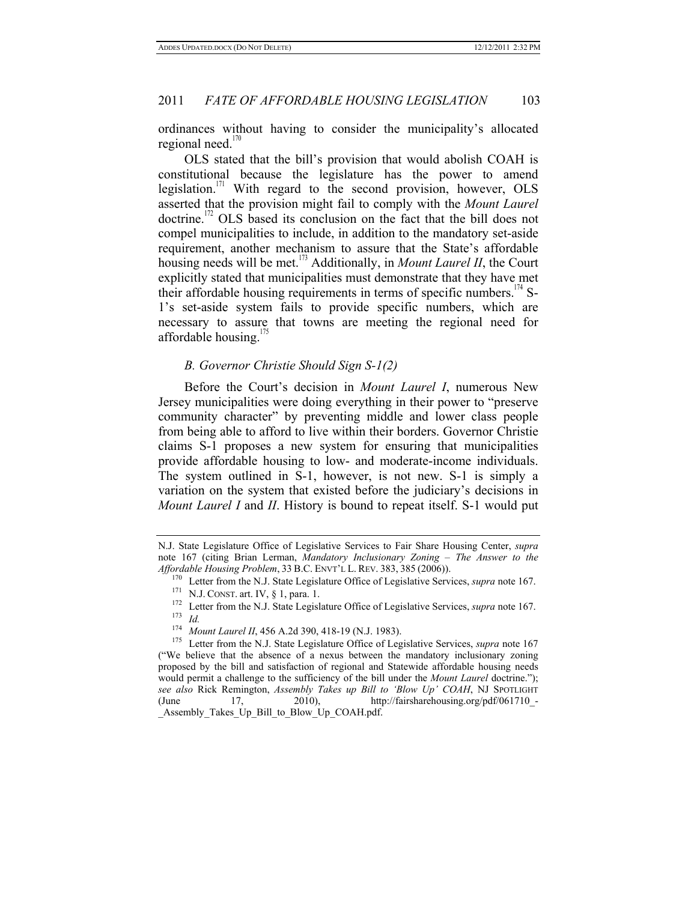ordinances without having to consider the municipality's allocated regional need.[170]

OLS stated that the bill's provision that would abolish COAH is constitutional because the legislature has the power to amend legislation.[171] With regard to the second provision, however, OLS asserted that the provision might fail to comply with the *Mount Laurel* doctrine.[172] OLS based its conclusion on the fact that the bill does not compel municipalities to include, in addition to the mandatory set-aside requirement, another mechanism to assure that the State's affordable housing needs will be met.[173] Additionally, in *Mount Laurel II*, the Court explicitly stated that municipalities must demonstrate that they have met their affordable housing requirements in terms of specific numbers.[174] S-1's set-aside system fails to provide specific numbers, which are necessary to assure that towns are meeting the regional need for affordable housing.[175]

### *B. Governor Christie Should Sign S-1(2)*

Before the Court's decision in *Mount Laurel I*, numerous New Jersey municipalities were doing everything in their power to "preserve community character" by preventing middle and lower class people from being able to afford to live within their borders. Governor Christie claims S-1 proposes a new system for ensuring that municipalities provide affordable housing to low- and moderate-income individuals. The system outlined in S-1, however, is not new. S-1 is simply a variation on the system that existed before the judiciary's decisions in *Mount Laurel I* and *II*. History is bound to repeat itself. S-1 would put

---

N.J. State Legislature Office of Legislative Services to Fair Share Housing Center, *supra* note 167 (citing Brian Lerman, *Mandatory Inclusionary Zoning – The Answer to the Affordable Housing Problem*, 33 B.C. ENVT'L L. REV. 383, 385 (2006)).

[170] Letter from the N.J. State Legislature Office of Legislative Services, *supra* note 167.

[171] N.J. CONST. art. IV, § 1, para. 1.

[172] Letter from the N.J. State Legislature Office of Legislative Services, *supra* note 167.

[173] *Id.*

[174] *Mount Laurel II*, 456 A.2d 390, 418-19 (N.J. 1983).

[175] Letter from the N.J. State Legislature Office of Legislative Services, *supra* note 167 ("We believe that the absence of a nexus between the mandatory inclusionary zoning proposed by the bill and satisfaction of regional and Statewide affordable housing needs would permit a challenge to the sufficiency of the bill under the *Mount Laurel* doctrine."); *see also* Rick Remington, *Assembly Takes up Bill to 'Blow Up' COAH*, NJ SPOTLIGHT (June 17, 2010), http://fairsharehousing.org/pdf/061710_-_Assembly_Takes_Up_Bill_to_Blow_Up_COAH.pdf.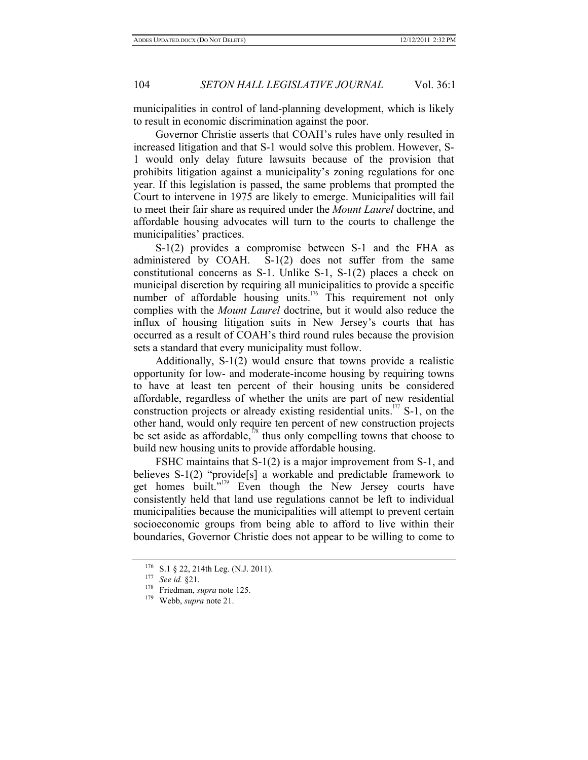municipalities in control of land-planning development, which is likely to result in economic discrimination against the poor.

Governor Christie asserts that COAH's rules have only resulted in increased litigation and that S-1 would solve this problem. However, S-1 would only delay future lawsuits because of the provision that prohibits litigation against a municipality's zoning regulations for one year. If this legislation is passed, the same problems that prompted the Court to intervene in 1975 are likely to emerge. Municipalities will fail to meet their fair share as required under the *Mount Laurel* doctrine, and affordable housing advocates will turn to the courts to challenge the municipalities' practices.

S-1(2) provides a compromise between S-1 and the FHA as administered by COAH. S-1(2) does not suffer from the same constitutional concerns as S-1. Unlike S-1, S-1(2) places a check on municipal discretion by requiring all municipalities to provide a specific number of affordable housing units.[176] This requirement not only complies with the *Mount Laurel* doctrine, but it would also reduce the influx of housing litigation suits in New Jersey's courts that has occurred as a result of COAH's third round rules because the provision sets a standard that every municipality must follow.

Additionally, S-1(2) would ensure that towns provide a realistic opportunity for low- and moderate-income housing by requiring towns to have at least ten percent of their housing units be considered affordable, regardless of whether the units are part of new residential construction projects or already existing residential units.[177] S-1, on the other hand, would only require ten percent of new construction projects be set aside as affordable,[178] thus only compelling towns that choose to build new housing units to provide affordable housing.

FSHC maintains that S-1(2) is a major improvement from S-1, and believes S-1(2) "provide[s] a workable and predictable framework to get homes built."[179] Even though the New Jersey courts have consistently held that land use regulations cannot be left to individual municipalities because the municipalities will attempt to prevent certain socioeconomic groups from being able to afford to live within their boundaries, Governor Christie does not appear to be willing to come to

---

[176] S.1 § 22, 214th Leg. (N.J. 2011).

[177] *See id.* §21.

[178] Friedman, *supra* note 125.

[179] Webb, *supra* note 21.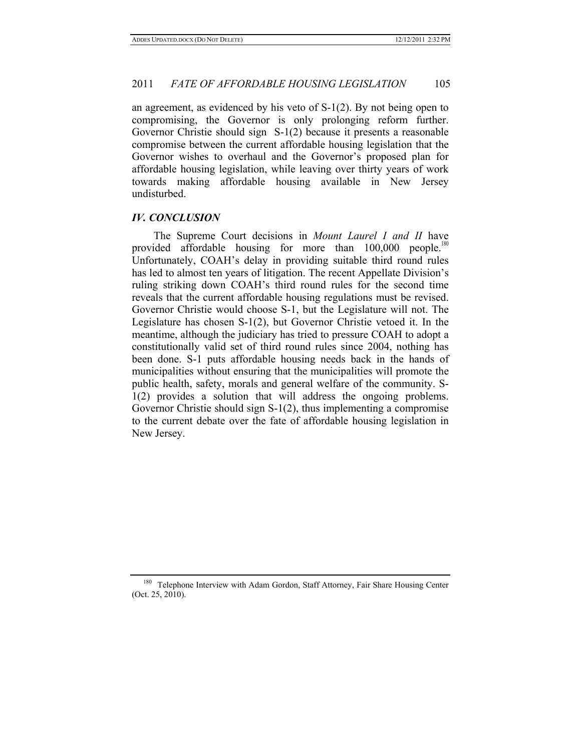an agreement, as evidenced by his veto of S-1(2). By not being open to compromising, the Governor is only prolonging reform further. Governor Christie should sign S-1(2) because it presents a reasonable compromise between the current affordable housing legislation that the Governor wishes to overhaul and the Governor's proposed plan for affordable housing legislation, while leaving over thirty years of work towards making affordable housing available in New Jersey undisturbed.

### *IV. CONCLUSION*

The Supreme Court decisions in *Mount Laurel I and II* have provided affordable housing for more than 100,000 people.[180] Unfortunately, COAH's delay in providing suitable third round rules has led to almost ten years of litigation. The recent Appellate Division's ruling striking down COAH's third round rules for the second time reveals that the current affordable housing regulations must be revised. Governor Christie would choose S-1, but the Legislature will not. The Legislature has chosen S-1(2), but Governor Christie vetoed it. In the meantime, although the judiciary has tried to pressure COAH to adopt a constitutionally valid set of third round rules since 2004, nothing has been done. S-1 puts affordable housing needs back in the hands of municipalities without ensuring that the municipalities will promote the public health, safety, morals and general welfare of the community. S-1(2) provides a solution that will address the ongoing problems. Governor Christie should sign S-1(2), thus implementing a compromise to the current debate over the fate of affordable housing legislation in New Jersey.

---

[180] Telephone Interview with Adam Gordon, Staff Attorney, Fair Share Housing Center (Oct. 25, 2010).